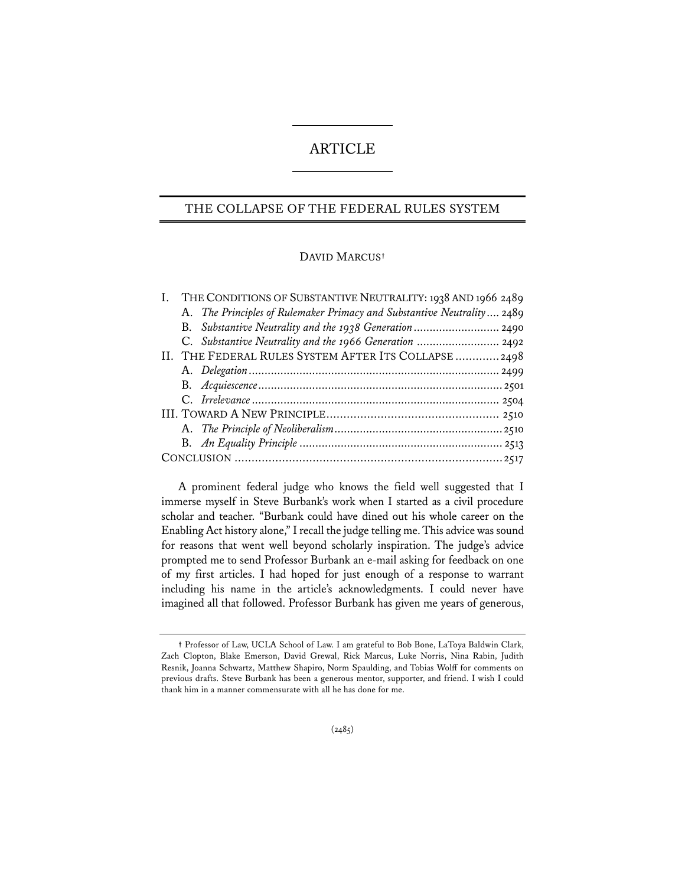# ARTICLE

## THE COLLAPSE OF THE FEDERAL RULES SYSTEM

DAVID MARCUS†

| | |
|---|---|
| I. THE CONDITIONS OF SUBSTANTIVE NEUTRALITY: 1938 AND 1966 | 2489 |
| A. *The Principles of Rulemaker Primacy and Substantive Neutrality* | 2489 |
| B. *Substantive Neutrality and the 1938 Generation* | 2490 |
| C. *Substantive Neutrality and the 1966 Generation* | 2492 |
| II. THE FEDERAL RULES SYSTEM AFTER ITS COLLAPSE | 2498 |
| A. *Delegation* | 2499 |
| B. *Acquiescence* | 2501 |
| C. *Irrelevance* | 2504 |
| III. TOWARD A NEW PRINCIPLE | 2510 |
| A. *The Principle of Neoliberalism* | 2510 |
| B. *An Equality Principle* | 2513 |
| CONCLUSION | 2517 |

A prominent federal judge who knows the field well suggested that I immerse myself in Steve Burbank's work when I started as a civil procedure scholar and teacher. "Burbank could have dined out his whole career on the Enabling Act history alone," I recall the judge telling me. This advice was sound for reasons that went well beyond scholarly inspiration. The judge's advice prompted me to send Professor Burbank an e-mail asking for feedback on one of my first articles. I had hoped for just enough of a response to warrant including his name in the article's acknowledgments. I could never have imagined all that followed. Professor Burbank has given me years of generous,

† Professor of Law, UCLA School of Law. I am grateful to Bob Bone, LaToya Baldwin Clark, Zach Clopton, Blake Emerson, David Grewal, Rick Marcus, Luke Norris, Nina Rabin, Judith Resnik, Joanna Schwartz, Matthew Shapiro, Norm Spaulding, and Tobias Wolff for comments on previous drafts. Steve Burbank has been a generous mentor, supporter, and friend. I wish I could thank him in a manner commensurate with all he has done for me.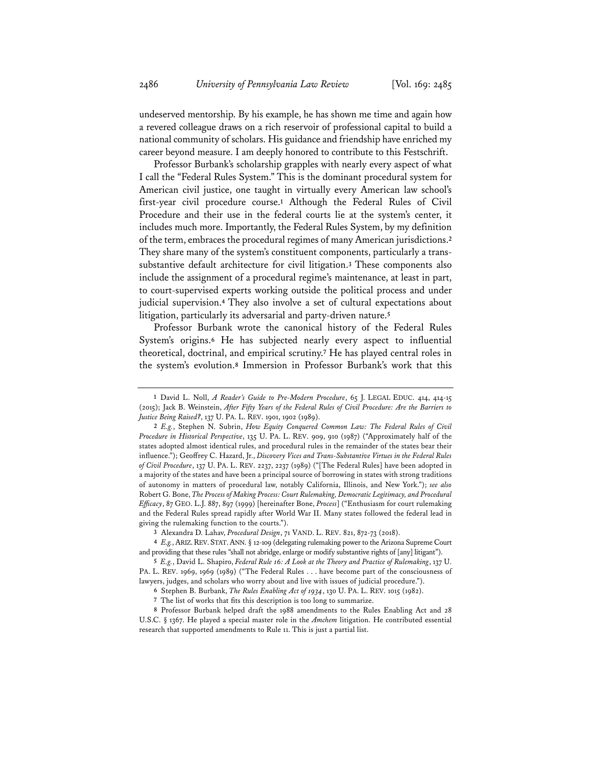undeserved mentorship. By his example, he has shown me time and again how a revered colleague draws on a rich reservoir of professional capital to build a national community of scholars. His guidance and friendship have enriched my career beyond measure. I am deeply honored to contribute to this Festschrift.

Professor Burbank's scholarship grapples with nearly every aspect of what I call the "Federal Rules System." This is the dominant procedural system for American civil justice, one taught in virtually every American law school's first-year civil procedure course.[1] Although the Federal Rules of Civil Procedure and their use in the federal courts lie at the system's center, it includes much more. Importantly, the Federal Rules System, by my definition of the term, embraces the procedural regimes of many American jurisdictions.[2] They share many of the system's constituent components, particularly a trans-substantive default architecture for civil litigation.[3] These components also include the assignment of a procedural regime's maintenance, at least in part, to court-supervised experts working outside the political process and under judicial supervision.[4] They also involve a set of cultural expectations about litigation, particularly its adversarial and party-driven nature.[5]

Professor Burbank wrote the canonical history of the Federal Rules System's origins.[6] He has subjected nearly every aspect to influential theoretical, doctrinal, and empirical scrutiny.[7] He has played central roles in the system's evolution.[8] Immersion in Professor Burbank's work that this

---

1 David L. Noll, *A Reader's Guide to Pre-Modern Procedure*, 65 J. LEGAL EDUC. 414, 414-15 (2015); Jack B. Weinstein, *After Fifty Years of the Federal Rules of Civil Procedure: Are the Barriers to Justice Being Raised?*, 137 U. PA. L. REV. 1901, 1902 (1989).

2 *E.g.*, Stephen N. Subrin, *How Equity Conquered Common Law: The Federal Rules of Civil Procedure in Historical Perspective*, 135 U. PA. L. REV. 909, 910 (1987) ("Approximately half of the states adopted almost identical rules, and procedural rules in the remainder of the states bear their influence."); Geoffrey C. Hazard, Jr., *Discovery Vices and Trans-Substantive Virtues in the Federal Rules of Civil Procedure*, 137 U. PA. L. REV. 2237, 2237 (1989) ("[The Federal Rules] have been adopted in a majority of the states and have been a principal source of borrowing in states with strong traditions of autonomy in matters of procedural law, notably California, Illinois, and New York."); *see also* Robert G. Bone, *The Process of Making Process: Court Rulemaking, Democratic Legitimacy, and Procedural Efficacy*, 87 GEO. L.J. 887, 897 (1999) [hereinafter Bone, *Process*] ("Enthusiasm for court rulemaking and the Federal Rules spread rapidly after World War II. Many states followed the federal lead in giving the rulemaking function to the courts.").

3 Alexandra D. Lahav, *Procedural Design*, 71 VAND. L. REV. 821, 872-73 (2018).

4 *E.g.*, ARIZ. REV. STAT. ANN. § 12-109 (delegating rulemaking power to the Arizona Supreme Court and providing that these rules "shall not abridge, enlarge or modify substantive rights of [any] litigant").

5 *E.g.*, David L. Shapiro, *Federal Rule 16: A Look at the Theory and Practice of Rulemaking*, 137 U. PA. L. REV. 1969, 1969 (1989) ("The Federal Rules . . . have become part of the consciousness of lawyers, judges, and scholars who worry about and live with issues of judicial procedure.").

6 Stephen B. Burbank, *The Rules Enabling Act of 1934*, 130 U. PA. L. REV. 1015 (1982).

7 The list of works that fits this description is too long to summarize.

8 Professor Burbank helped draft the 1988 amendments to the Rules Enabling Act and 28 U.S.C. § 1367. He played a special master role in the *Amchem* litigation. He contributed essential research that supported amendments to Rule 11. This is just a partial list.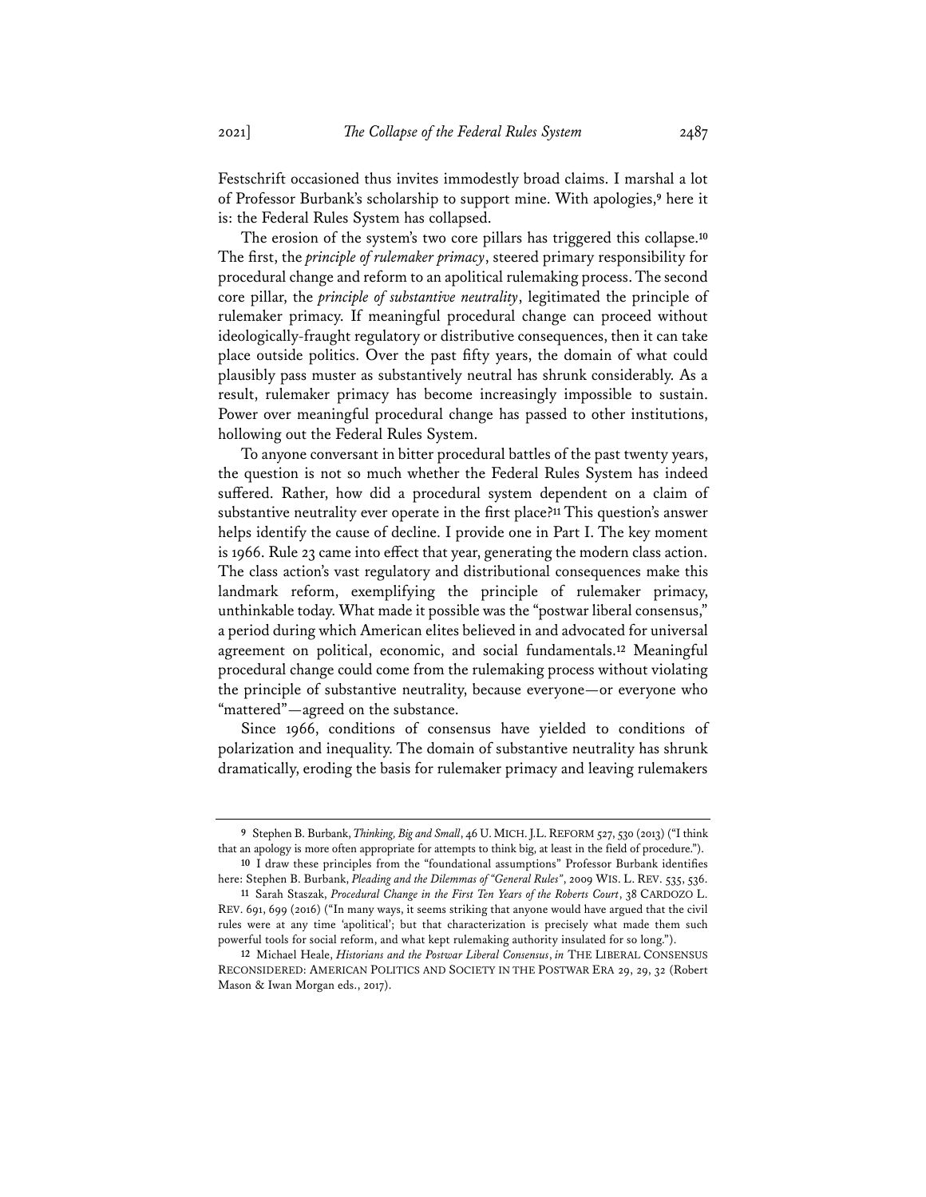Festschrift occasioned thus invites immodestly broad claims. I marshal a lot of Professor Burbank's scholarship to support mine. With apologies,[9] here it is: the Federal Rules System has collapsed.

The erosion of the system's two core pillars has triggered this collapse.[10] The first, the *principle of rulemaker primacy*, steered primary responsibility for procedural change and reform to an apolitical rulemaking process. The second core pillar, the *principle of substantive neutrality*, legitimated the principle of rulemaker primacy. If meaningful procedural change can proceed without ideologically-fraught regulatory or distributive consequences, then it can take place outside politics. Over the past fifty years, the domain of what could plausibly pass muster as substantively neutral has shrunk considerably. As a result, rulemaker primacy has become increasingly impossible to sustain. Power over meaningful procedural change has passed to other institutions, hollowing out the Federal Rules System.

To anyone conversant in bitter procedural battles of the past twenty years, the question is not so much whether the Federal Rules System has indeed suffered. Rather, how did a procedural system dependent on a claim of substantive neutrality ever operate in the first place?[11] This question's answer helps identify the cause of decline. I provide one in Part I. The key moment is 1966. Rule 23 came into effect that year, generating the modern class action. The class action's vast regulatory and distributional consequences make this landmark reform, exemplifying the principle of rulemaker primacy, unthinkable today. What made it possible was the "postwar liberal consensus," a period during which American elites believed in and advocated for universal agreement on political, economic, and social fundamentals.[12] Meaningful procedural change could come from the rulemaking process without violating the principle of substantive neutrality, because everyone—or everyone who "mattered"—agreed on the substance.

Since 1966, conditions of consensus have yielded to conditions of polarization and inequality. The domain of substantive neutrality has shrunk dramatically, eroding the basis for rulemaker primacy and leaving rulemakers

---

[9] Stephen B. Burbank, *Thinking, Big and Small*, 46 U. MICH. J.L. REFORM 527, 530 (2013) ("I think that an apology is more often appropriate for attempts to think big, at least in the field of procedure.").

[10] I draw these principles from the "foundational assumptions" Professor Burbank identifies here: Stephen B. Burbank, *Pleading and the Dilemmas of "General Rules"*, 2009 WIS. L. REV. 535, 536.

[11] Sarah Staszak, *Procedural Change in the First Ten Years of the Roberts Court*, 38 CARDOZO L. REV. 691, 699 (2016) ("In many ways, it seems striking that anyone would have argued that the civil rules were at any time 'apolitical'; but that characterization is precisely what made them such powerful tools for social reform, and what kept rulemaking authority insulated for so long.").

[12] Michael Heale, *Historians and the Postwar Liberal Consensus*, *in* THE LIBERAL CONSENSUS RECONSIDERED: AMERICAN POLITICS AND SOCIETY IN THE POSTWAR ERA 29, 29, 32 (Robert Mason & Iwan Morgan eds., 2017).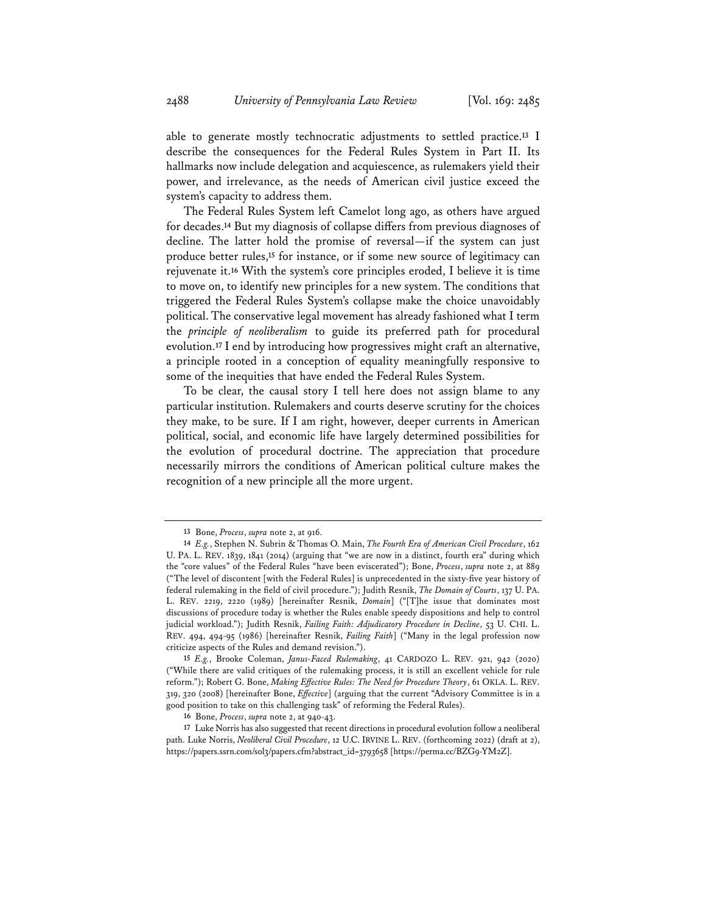able to generate mostly technocratic adjustments to settled practice.[13] I describe the consequences for the Federal Rules System in Part II. Its hallmarks now include delegation and acquiescence, as rulemakers yield their power, and irrelevance, as the needs of American civil justice exceed the system's capacity to address them.

The Federal Rules System left Camelot long ago, as others have argued for decades.[14] But my diagnosis of collapse differs from previous diagnoses of decline. The latter hold the promise of reversal—if the system can just produce better rules,[15] for instance, or if some new source of legitimacy can rejuvenate it.[16] With the system's core principles eroded, I believe it is time to move on, to identify new principles for a new system. The conditions that triggered the Federal Rules System's collapse make the choice unavoidably political. The conservative legal movement has already fashioned what I term the *principle of neoliberalism* to guide its preferred path for procedural evolution.[17] I end by introducing how progressives might craft an alternative, a principle rooted in a conception of equality meaningfully responsive to some of the inequities that have ended the Federal Rules System.

To be clear, the causal story I tell here does not assign blame to any particular institution. Rulemakers and courts deserve scrutiny for the choices they make, to be sure. If I am right, however, deeper currents in American political, social, and economic life have largely determined possibilities for the evolution of procedural doctrine. The appreciation that procedure necessarily mirrors the conditions of American political culture makes the recognition of a new principle all the more urgent.

---

13 Bone, *Process*, *supra* note 2, at 916.

14 *E.g.*, Stephen N. Subrin & Thomas O. Main, *The Fourth Era of American Civil Procedure*, 162 U. PA. L. REV. 1839, 1841 (2014) (arguing that "we are now in a distinct, fourth era" during which the "core values" of the Federal Rules "have been eviscerated"); Bone, *Process*, *supra* note 2, at 889 ("The level of discontent [with the Federal Rules] is unprecedented in the sixty-five year history of federal rulemaking in the field of civil procedure."); Judith Resnik, *The Domain of Courts*, 137 U. PA. L. REV. 2219, 2220 (1989) [hereinafter Resnik, *Domain*] ("[T]he issue that dominates most discussions of procedure today is whether the Rules enable speedy dispositions and help to control judicial workload."); Judith Resnik, *Failing Faith: Adjudicatory Procedure in Decline*, 53 U. CHI. L. REV. 494, 494-95 (1986) [hereinafter Resnik, *Failing Faith*] ("Many in the legal profession now criticize aspects of the Rules and demand revision.").

15 *E.g.*, Brooke Coleman, *Janus-Faced Rulemaking*, 41 CARDOZO L. REV. 921, 942 (2020) ("While there are valid critiques of the rulemaking process, it is still an excellent vehicle for rule reform."); Robert G. Bone, *Making Effective Rules: The Need for Procedure Theory*, 61 OKLA. L. REV. 319, 320 (2008) [hereinafter Bone, *Effective*] (arguing that the current "Advisory Committee is in a good position to take on this challenging task" of reforming the Federal Rules).

16 Bone, *Process*, *supra* note 2, at 940-43.

17 Luke Norris has also suggested that recent directions in procedural evolution follow a neoliberal path. Luke Norris, *Neoliberal Civil Procedure*, 12 U.C. IRVINE L. REV. (forthcoming 2022) (draft at 2), https://papers.ssrn.com/sol3/papers.cfm?abstract_id=3793658 [https://perma.cc/BZG9-YM2Z].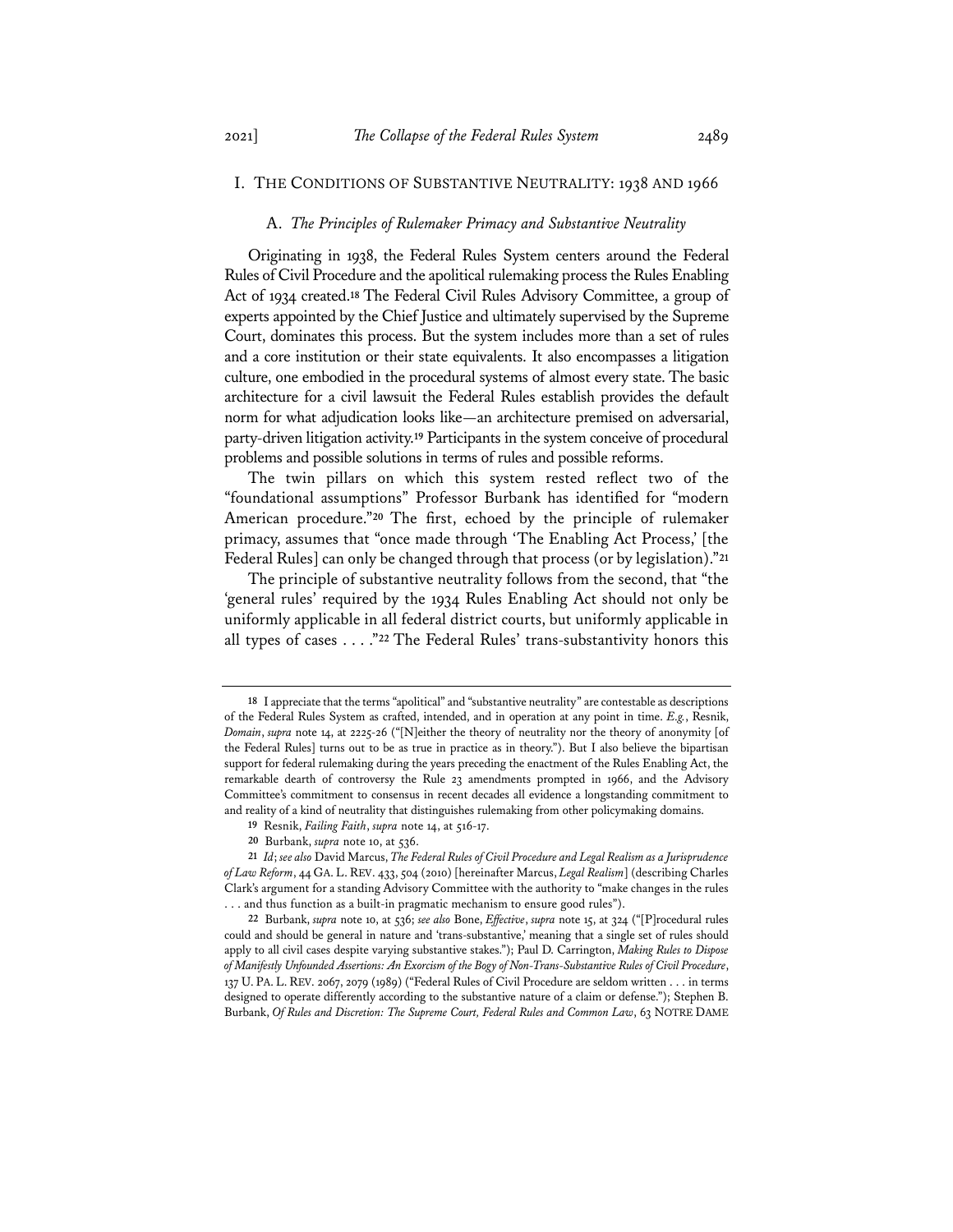## I. THE CONDITIONS OF SUBSTANTIVE NEUTRALITY: 1938 AND 1966

### A. *The Principles of Rulemaker Primacy and Substantive Neutrality*

Originating in 1938, the Federal Rules System centers around the Federal Rules of Civil Procedure and the apolitical rulemaking process the Rules Enabling Act of 1934 created.[18] The Federal Civil Rules Advisory Committee, a group of experts appointed by the Chief Justice and ultimately supervised by the Supreme Court, dominates this process. But the system includes more than a set of rules and a core institution or their state equivalents. It also encompasses a litigation culture, one embodied in the procedural systems of almost every state. The basic architecture for a civil lawsuit the Federal Rules establish provides the default norm for what adjudication looks like—an architecture premised on adversarial, party-driven litigation activity.[19] Participants in the system conceive of procedural problems and possible solutions in terms of rules and possible reforms.

The twin pillars on which this system rested reflect two of the "foundational assumptions" Professor Burbank has identified for "modern American procedure."[20] The first, echoed by the principle of rulemaker primacy, assumes that "once made through 'The Enabling Act Process,' [the Federal Rules] can only be changed through that process (or by legislation)."[21]

The principle of substantive neutrality follows from the second, that "the 'general rules' required by the 1934 Rules Enabling Act should not only be uniformly applicable in all federal district courts, but uniformly applicable in all types of cases . . . ."[22] The Federal Rules' trans-substantivity honors this

---

18 I appreciate that the terms "apolitical" and "substantive neutrality" are contestable as descriptions of the Federal Rules System as crafted, intended, and in operation at any point in time. *E.g.*, Resnik, *Domain*, *supra* note 14, at 2225-26 ("[N]either the theory of neutrality nor the theory of anonymity [of the Federal Rules] turns out to be as true in practice as in theory."). But I also believe the bipartisan support for federal rulemaking during the years preceding the enactment of the Rules Enabling Act, the remarkable dearth of controversy the Rule 23 amendments prompted in 1966, and the Advisory Committee's commitment to consensus in recent decades all evidence a longstanding commitment to and reality of a kind of neutrality that distinguishes rulemaking from other policymaking domains.

19 Resnik, *Failing Faith*, *supra* note 14, at 516-17.

20 Burbank, *supra* note 10, at 536.

21 *Id*; *see also* David Marcus, *The Federal Rules of Civil Procedure and Legal Realism as a Jurisprudence of Law Reform*, 44 GA. L. REV. 433, 504 (2010) [hereinafter Marcus, *Legal Realism*] (describing Charles Clark's argument for a standing Advisory Committee with the authority to "make changes in the rules . . . and thus function as a built-in pragmatic mechanism to ensure good rules").

22 Burbank, *supra* note 10, at 536; *see also* Bone, *Effective*, *supra* note 15, at 324 ("[P]rocedural rules could and should be general in nature and 'trans-substantive,' meaning that a single set of rules should apply to all civil cases despite varying substantive stakes."); Paul D. Carrington, *Making Rules to Dispose of Manifestly Unfounded Assertions: An Exorcism of the Bogy of Non-Trans-Substantive Rules of Civil Procedure*, 137 U. PA. L. REV. 2067, 2079 (1989) ("Federal Rules of Civil Procedure are seldom written . . . in terms designed to operate differently according to the substantive nature of a claim or defense."); Stephen B. Burbank, *Of Rules and Discretion: The Supreme Court, Federal Rules and Common Law*, 63 NOTRE DAME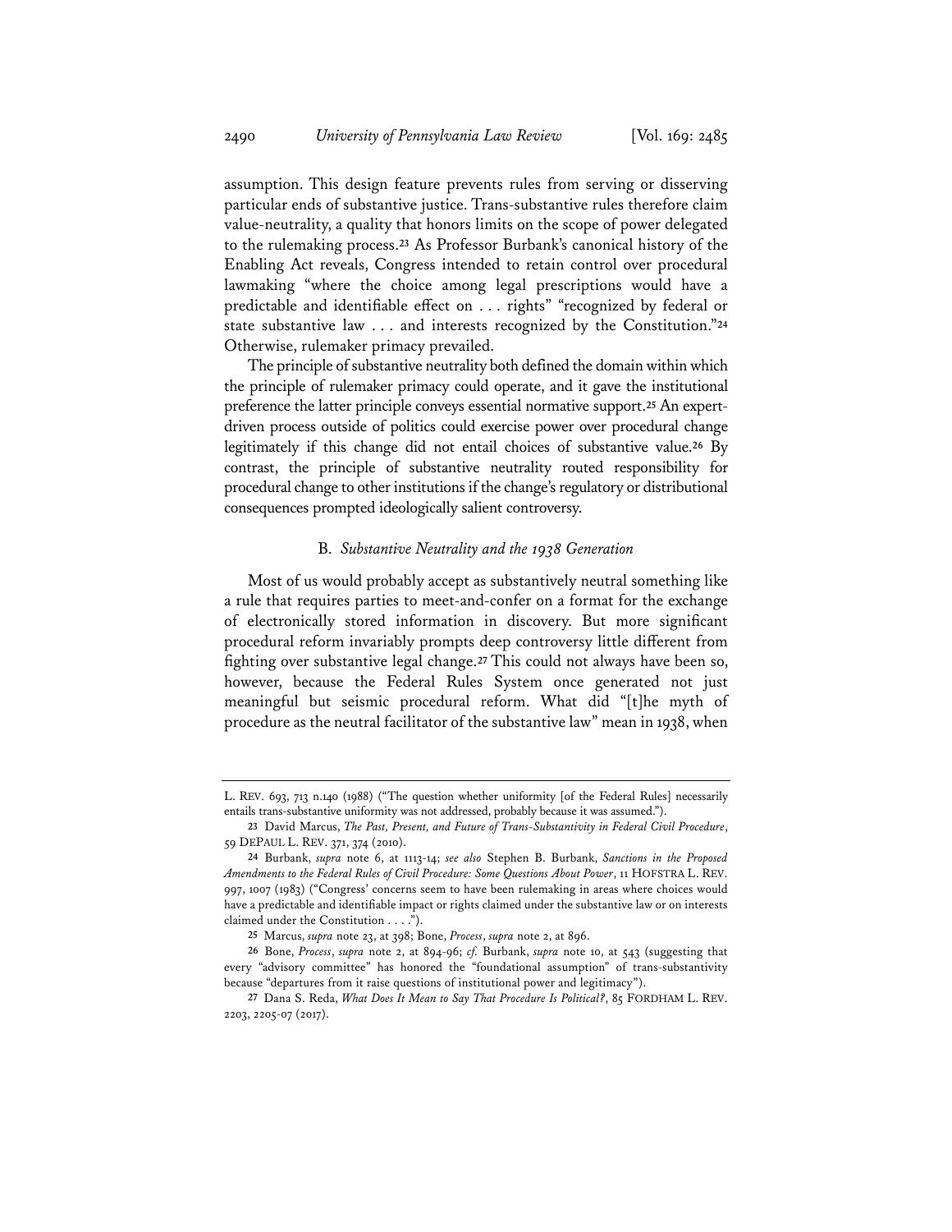assumption. This design feature prevents rules from serving or disserving particular ends of substantive justice. Trans-substantive rules therefore claim value-neutrality, a quality that honors limits on the scope of power delegated to the rulemaking process.[23] As Professor Burbank's canonical history of the Enabling Act reveals, Congress intended to retain control over procedural lawmaking "where the choice among legal prescriptions would have a predictable and identifiable effect on . . . rights" "recognized by federal or state substantive law . . . and interests recognized by the Constitution."[24] Otherwise, rulemaker primacy prevailed.

The principle of substantive neutrality both defined the domain within which the principle of rulemaker primacy could operate, and it gave the institutional preference the latter principle conveys essential normative support.[25] An expert-driven process outside of politics could exercise power over procedural change legitimately if this change did not entail choices of substantive value.[26] By contrast, the principle of substantive neutrality routed responsibility for procedural change to other institutions if the change's regulatory or distributional consequences prompted ideologically salient controversy.

### B. *Substantive Neutrality and the 1938 Generation*

Most of us would probably accept as substantively neutral something like a rule that requires parties to meet-and-confer on a format for the exchange of electronically stored information in discovery. But more significant procedural reform invariably prompts deep controversy little different from fighting over substantive legal change.[27] This could not always have been so, however, because the Federal Rules System once generated not just meaningful but seismic procedural reform. What did "[t]he myth of procedure as the neutral facilitator of the substantive law" mean in 1938, when

---

L. REV. 693, 713 n.140 (1988) ("The question whether uniformity [of the Federal Rules] necessarily entails trans-substantive uniformity was not addressed, probably because it was assumed.").

23 David Marcus, *The Past, Present, and Future of Trans-Substantivity in Federal Civil Procedure*, 59 DEPAUL L. REV. 371, 374 (2010).

24 Burbank, *supra* note 6, at 1113-14; *see also* Stephen B. Burbank, *Sanctions in the Proposed Amendments to the Federal Rules of Civil Procedure: Some Questions About Power*, 11 HOFSTRA L. REV. 997, 1007 (1983) ("Congress' concerns seem to have been rulemaking in areas where choices would have a predictable and identifiable impact or rights claimed under the substantive law or on interests claimed under the Constitution . . . .").

25 Marcus, *supra* note 23, at 398; Bone, *Process*, *supra* note 2, at 896.

26 Bone, *Process*, *supra* note 2, at 894-96; *cf.* Burbank, *supra* note 10, at 543 (suggesting that every "advisory committee" has honored the "foundational assumption" of trans-substantivity because "departures from it raise questions of institutional power and legitimacy").

27 Dana S. Reda, *What Does It Mean to Say That Procedure Is Political?*, 85 FORDHAM L. REV. 2203, 2205-07 (2017).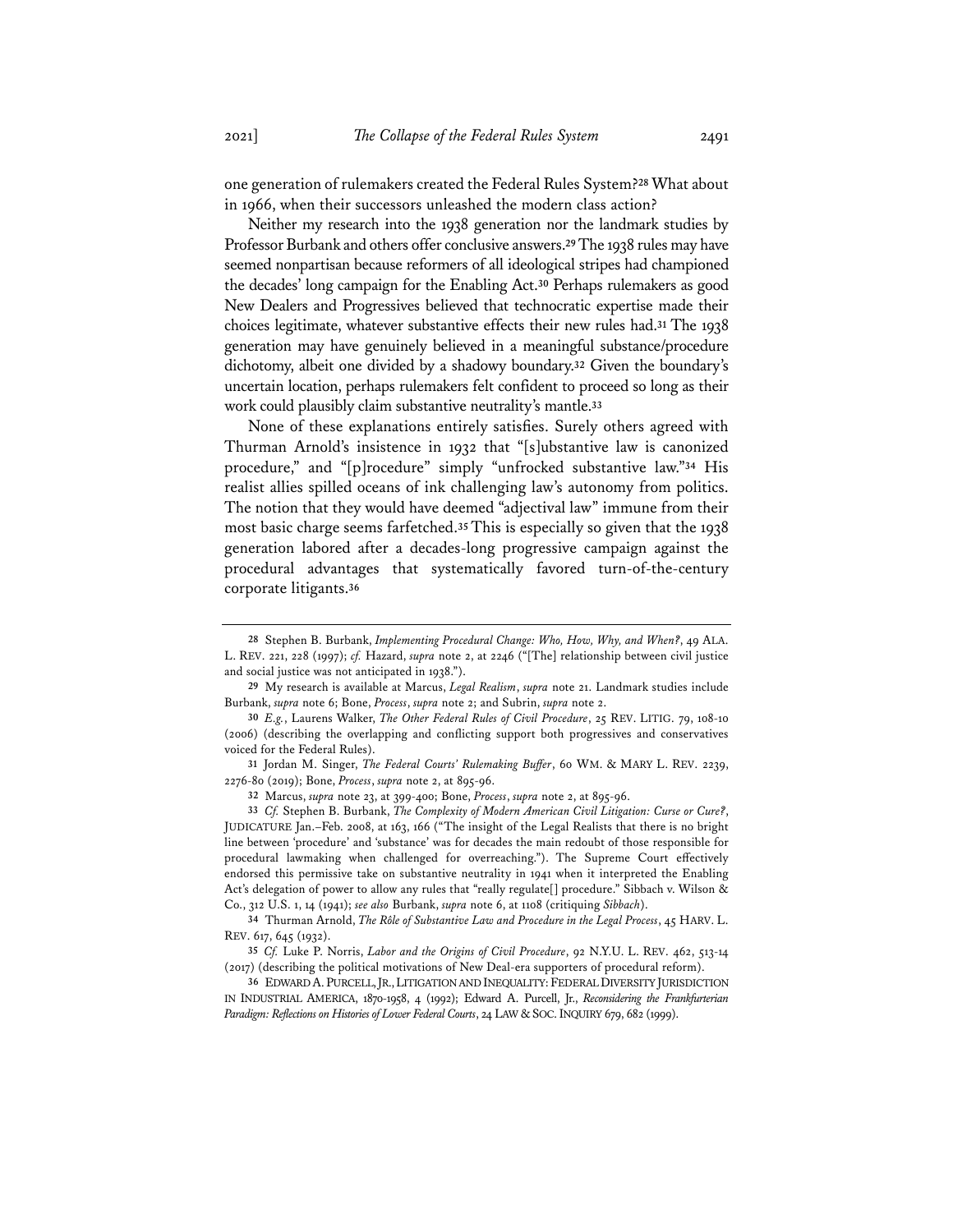one generation of rulemakers created the Federal Rules System?[28] What about in 1966, when their successors unleashed the modern class action?

Neither my research into the 1938 generation nor the landmark studies by Professor Burbank and others offer conclusive answers.[29] The 1938 rules may have seemed nonpartisan because reformers of all ideological stripes had championed the decades' long campaign for the Enabling Act.[30] Perhaps rulemakers as good New Dealers and Progressives believed that technocratic expertise made their choices legitimate, whatever substantive effects their new rules had.[31] The 1938 generation may have genuinely believed in a meaningful substance/procedure dichotomy, albeit one divided by a shadowy boundary.[32] Given the boundary's uncertain location, perhaps rulemakers felt confident to proceed so long as their work could plausibly claim substantive neutrality's mantle.[33]

None of these explanations entirely satisfies. Surely others agreed with Thurman Arnold's insistence in 1932 that "[s]ubstantive law is canonized procedure," and "[p]rocedure" simply "unfrocked substantive law."[34] His realist allies spilled oceans of ink challenging law's autonomy from politics. The notion that they would have deemed "adjectival law" immune from their most basic charge seems farfetched.[35] This is especially so given that the 1938 generation labored after a decades-long progressive campaign against the procedural advantages that systematically favored turn-of-the-century corporate litigants.[36]

---

28 Stephen B. Burbank, *Implementing Procedural Change: Who, How, Why, and When?*, 49 ALA. L. REV. 221, 228 (1997); *cf.* Hazard, *supra* note 2, at 2246 ("[The] relationship between civil justice and social justice was not anticipated in 1938.").

29 My research is available at Marcus, *Legal Realism*, *supra* note 21. Landmark studies include Burbank, *supra* note 6; Bone, *Process*, *supra* note 2; and Subrin, *supra* note 2.

30 *E.g.*, Laurens Walker, *The Other Federal Rules of Civil Procedure*, 25 REV. LITIG. 79, 108-10 (2006) (describing the overlapping and conflicting support both progressives and conservatives voiced for the Federal Rules).

31 Jordan M. Singer, *The Federal Courts' Rulemaking Buffer*, 60 WM. & MARY L. REV. 2239, 2276-80 (2019); Bone, *Process*, *supra* note 2, at 895-96.

32 Marcus, *supra* note 23, at 399-400; Bone, *Process*, *supra* note 2, at 895-96.

33 *Cf.* Stephen B. Burbank, *The Complexity of Modern American Civil Litigation: Curse or Cure?*, JUDICATURE Jan.–Feb. 2008, at 163, 166 ("The insight of the Legal Realists that there is no bright line between 'procedure' and 'substance' was for decades the main redoubt of those responsible for procedural lawmaking when challenged for overreaching."). The Supreme Court effectively endorsed this permissive take on substantive neutrality in 1941 when it interpreted the Enabling Act's delegation of power to allow any rules that "really regulate[] procedure." Sibbach v. Wilson & Co., 312 U.S. 1, 14 (1941); *see also* Burbank, *supra* note 6, at 1108 (critiquing *Sibbach*).

34 Thurman Arnold, *The Rôle of Substantive Law and Procedure in the Legal Process*, 45 HARV. L. REV. 617, 645 (1932).

35 *Cf.* Luke P. Norris, *Labor and the Origins of Civil Procedure*, 92 N.Y.U. L. REV. 462, 513-14 (2017) (describing the political motivations of New Deal-era supporters of procedural reform).

36 EDWARD A. PURCELL, JR., LITIGATION AND INEQUALITY: FEDERAL DIVERSITY JURISDICTION IN INDUSTRIAL AMERICA, 1870-1958, 4 (1992); Edward A. Purcell, Jr., *Reconsidering the Frankfurterian Paradigm: Reflections on Histories of Lower Federal Courts*, 24 LAW & SOC. INQUIRY 679, 682 (1999).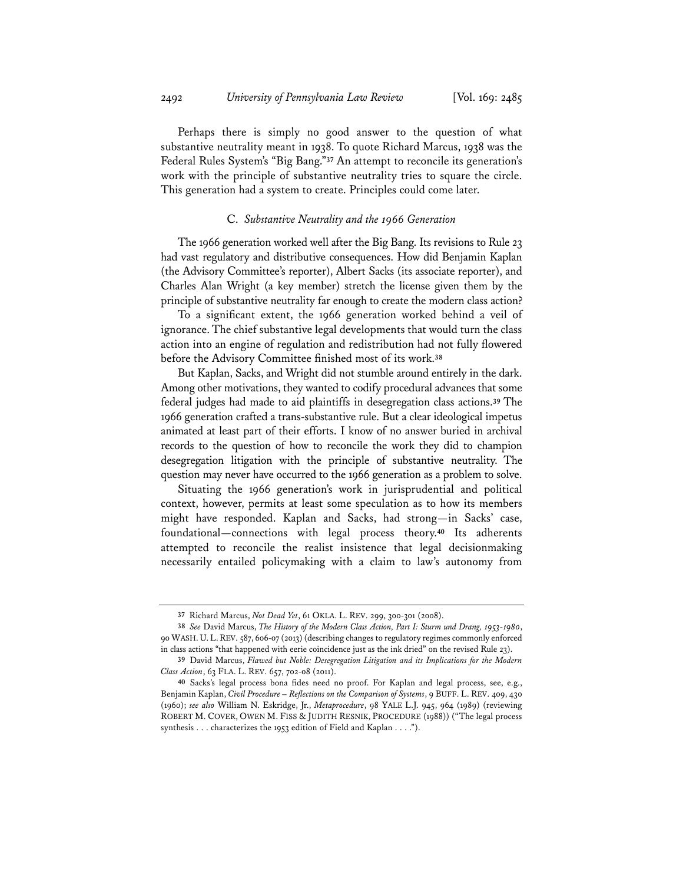Perhaps there is simply no good answer to the question of what substantive neutrality meant in 1938. To quote Richard Marcus, 1938 was the Federal Rules System's "Big Bang."[37] An attempt to reconcile its generation's work with the principle of substantive neutrality tries to square the circle. This generation had a system to create. Principles could come later.

### C. *Substantive Neutrality and the 1966 Generation*

The 1966 generation worked well after the Big Bang. Its revisions to Rule 23 had vast regulatory and distributive consequences. How did Benjamin Kaplan (the Advisory Committee's reporter), Albert Sacks (its associate reporter), and Charles Alan Wright (a key member) stretch the license given them by the principle of substantive neutrality far enough to create the modern class action?

To a significant extent, the 1966 generation worked behind a veil of ignorance. The chief substantive legal developments that would turn the class action into an engine of regulation and redistribution had not fully flowered before the Advisory Committee finished most of its work.[38]

But Kaplan, Sacks, and Wright did not stumble around entirely in the dark. Among other motivations, they wanted to codify procedural advances that some federal judges had made to aid plaintiffs in desegregation class actions.[39] The 1966 generation crafted a trans-substantive rule. But a clear ideological impetus animated at least part of their efforts. I know of no answer buried in archival records to the question of how to reconcile the work they did to champion desegregation litigation with the principle of substantive neutrality. The question may never have occurred to the 1966 generation as a problem to solve.

Situating the 1966 generation's work in jurisprudential and political context, however, permits at least some speculation as to how its members might have responded. Kaplan and Sacks, had strong—in Sacks' case, foundational—connections with legal process theory.[40] Its adherents attempted to reconcile the realist insistence that legal decisionmaking necessarily entailed policymaking with a claim to law's autonomy from

---

37 Richard Marcus, *Not Dead Yet*, 61 OKLA. L. REV. 299, 300-301 (2008).

38 *See* David Marcus, *The History of the Modern Class Action, Part I: Sturm und Drang, 1953-1980*, 90 WASH. U. L. REV. 587, 606-07 (2013) (describing changes to regulatory regimes commonly enforced in class actions "that happened with eerie coincidence just as the ink dried" on the revised Rule 23).

39 David Marcus, *Flawed but Noble: Desegregation Litigation and its Implications for the Modern Class Action*, 63 FLA. L. REV. 657, 702-08 (2011).

40 Sacks's legal process bona fides need no proof. For Kaplan and legal process, see, e.g., Benjamin Kaplan, *Civil Procedure – Reflections on the Comparison of Systems*, 9 BUFF. L. REV. 409, 430 (1960); *see also* William N. Eskridge, Jr., *Metaprocedure*, 98 YALE L.J. 945, 964 (1989) (reviewing ROBERT M. COVER, OWEN M. FISS & JUDITH RESNIK, PROCEDURE (1988)) ("The legal process synthesis . . . characterizes the 1953 edition of Field and Kaplan . . . .").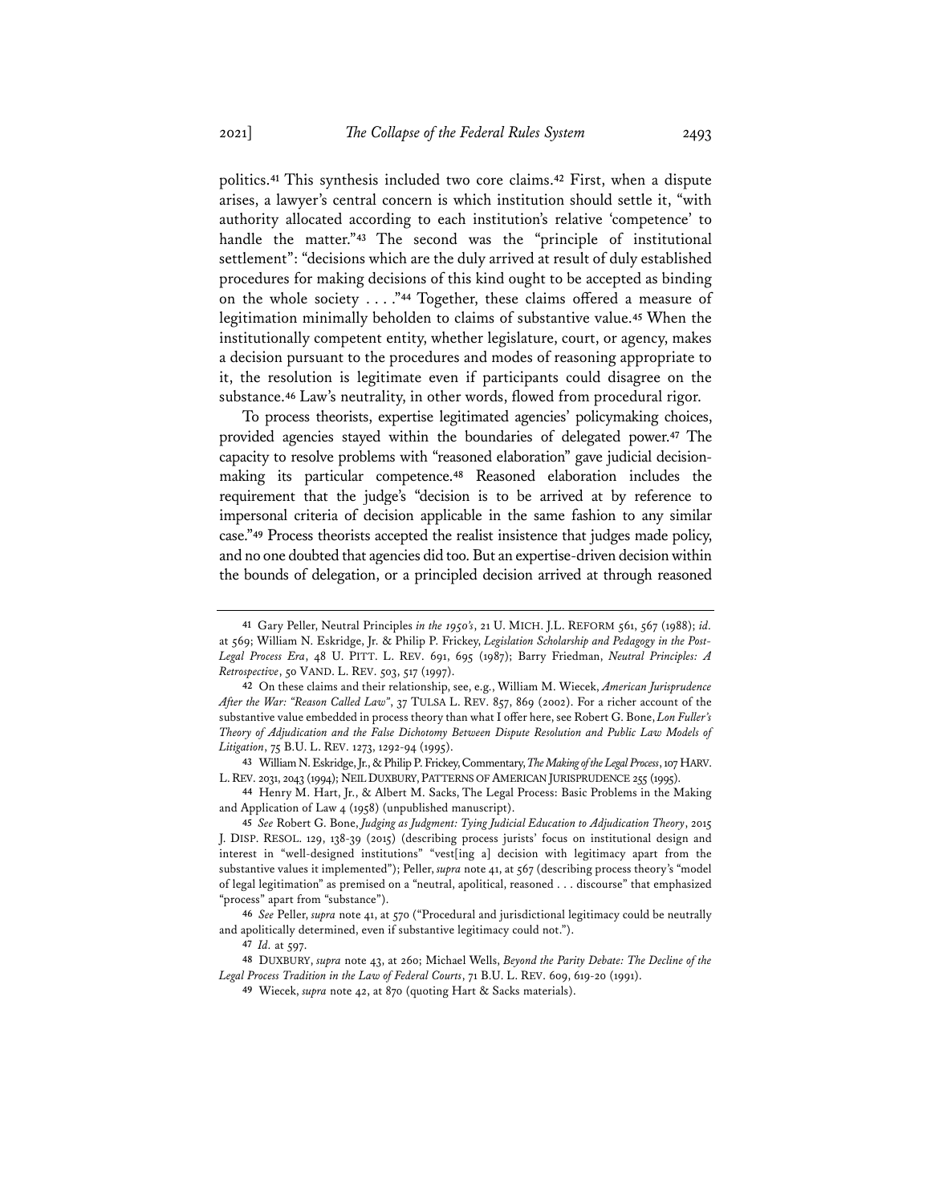politics.[41] This synthesis included two core claims.[42] First, when a dispute arises, a lawyer's central concern is which institution should settle it, "with authority allocated according to each institution's relative 'competence' to handle the matter."[43] The second was the "principle of institutional settlement": "decisions which are the duly arrived at result of duly established procedures for making decisions of this kind ought to be accepted as binding on the whole society . . . ."[44] Together, these claims offered a measure of legitimation minimally beholden to claims of substantive value.[45] When the institutionally competent entity, whether legislature, court, or agency, makes a decision pursuant to the procedures and modes of reasoning appropriate to it, the resolution is legitimate even if participants could disagree on the substance.[46] Law's neutrality, in other words, flowed from procedural rigor.

To process theorists, expertise legitimated agencies' policymaking choices, provided agencies stayed within the boundaries of delegated power.[47] The capacity to resolve problems with "reasoned elaboration" gave judicial decision-making its particular competence.[48] Reasoned elaboration includes the requirement that the judge's "decision is to be arrived at by reference to impersonal criteria of decision applicable in the same fashion to any similar case."[49] Process theorists accepted the realist insistence that judges made policy, and no one doubted that agencies did too. But an expertise-driven decision within the bounds of delegation, or a principled decision arrived at through reasoned

---

41 Gary Peller, Neutral Principles *in the 1950's*, 21 U. MICH. J.L. REFORM 561, 567 (1988); *id.* at 569; William N. Eskridge, Jr. & Philip P. Frickey, *Legislation Scholarship and Pedagogy in the Post-Legal Process Era*, 48 U. PITT. L. REV. 691, 695 (1987); Barry Friedman, *Neutral Principles: A Retrospective*, 50 VAND. L. REV. 503, 517 (1997).

42 On these claims and their relationship, see, e.g., William M. Wiecek, *American Jurisprudence After the War: "Reason Called Law"*, 37 TULSA L. REV. 857, 869 (2002). For a richer account of the substantive value embedded in process theory than what I offer here, see Robert G. Bone, *Lon Fuller's Theory of Adjudication and the False Dichotomy Between Dispute Resolution and Public Law Models of Litigation*, 75 B.U. L. REV. 1273, 1292-94 (1995).

43 William N. Eskridge, Jr., & Philip P. Frickey, Commentary, *The Making of the Legal Process*, 107 HARV. L. REV. 2031, 2043 (1994); NEIL DUXBURY, PATTERNS OF AMERICAN JURISPRUDENCE 255 (1995).

44 Henry M. Hart, Jr., & Albert M. Sacks, The Legal Process: Basic Problems in the Making and Application of Law 4 (1958) (unpublished manuscript).

45 *See* Robert G. Bone, *Judging as Judgment: Tying Judicial Education to Adjudication Theory*, 2015 J. DISP. RESOL. 129, 138-39 (2015) (describing process jurists' focus on institutional design and interest in "well-designed institutions" "vest[ing a] decision with legitimacy apart from the substantive values it implemented"); Peller, *supra* note 41, at 567 (describing process theory's "model of legal legitimation" as premised on a "neutral, apolitical, reasoned . . . discourse" that emphasized "process" apart from "substance").

46 *See* Peller, *supra* note 41, at 570 ("Procedural and jurisdictional legitimacy could be neutrally and apolitically determined, even if substantive legitimacy could not.").

47 *Id.* at 597.

48 DUXBURY, *supra* note 43, at 260; Michael Wells, *Beyond the Parity Debate: The Decline of the Legal Process Tradition in the Law of Federal Courts*, 71 B.U. L. REV. 609, 619-20 (1991).

49 Wiecek, *supra* note 42, at 870 (quoting Hart & Sacks materials).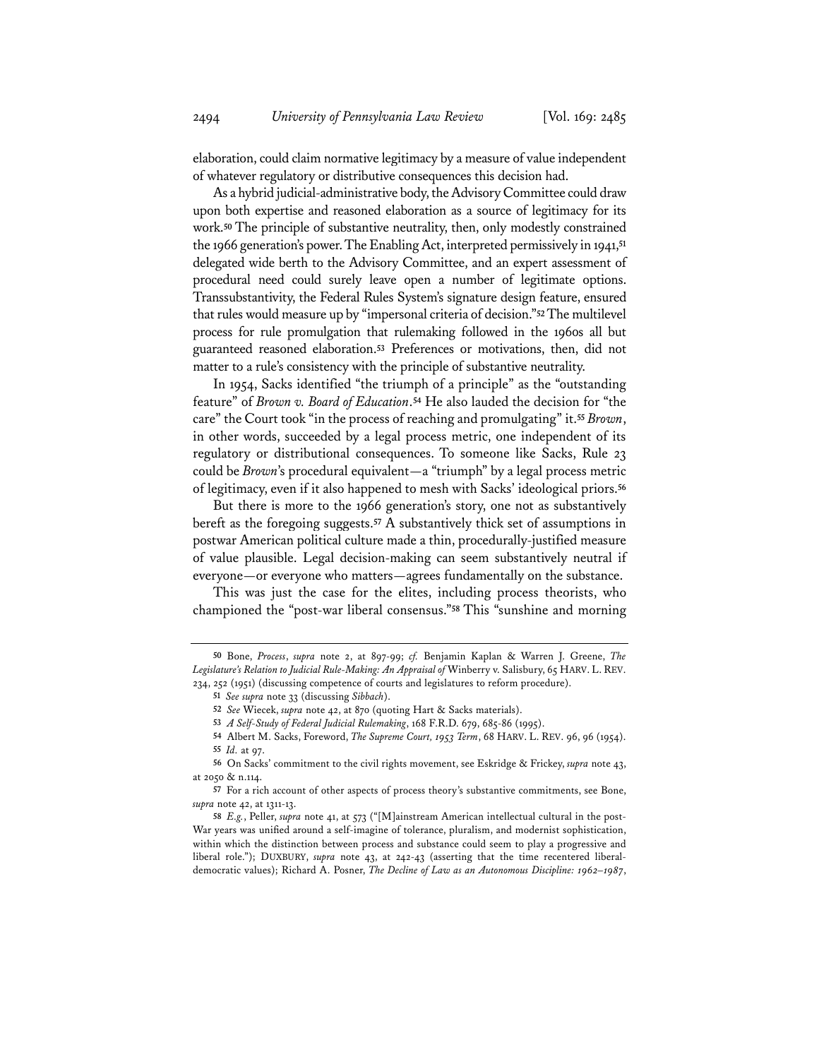elaboration, could claim normative legitimacy by a measure of value independent of whatever regulatory or distributive consequences this decision had.

As a hybrid judicial-administrative body, the Advisory Committee could draw upon both expertise and reasoned elaboration as a source of legitimacy for its work.[50] The principle of substantive neutrality, then, only modestly constrained the 1966 generation's power. The Enabling Act, interpreted permissively in 1941,[51] delegated wide berth to the Advisory Committee, and an expert assessment of procedural need could surely leave open a number of legitimate options. Transsubstantivity, the Federal Rules System's signature design feature, ensured that rules would measure up by "impersonal criteria of decision."[52] The multilevel process for rule promulgation that rulemaking followed in the 1960s all but guaranteed reasoned elaboration.[53] Preferences or motivations, then, did not matter to a rule's consistency with the principle of substantive neutrality.

In 1954, Sacks identified "the triumph of a principle" as the "outstanding feature" of *Brown v. Board of Education*.[54] He also lauded the decision for "the care" the Court took "in the process of reaching and promulgating" it.[55] *Brown*, in other words, succeeded by a legal process metric, one independent of its regulatory or distributional consequences. To someone like Sacks, Rule 23 could be *Brown*'s procedural equivalent—a "triumph" by a legal process metric of legitimacy, even if it also happened to mesh with Sacks' ideological priors.[56]

But there is more to the 1966 generation's story, one not as substantively bereft as the foregoing suggests.[57] A substantively thick set of assumptions in postwar American political culture made a thin, procedurally-justified measure of value plausible. Legal decision-making can seem substantively neutral if everyone—or everyone who matters—agrees fundamentally on the substance.

This was just the case for the elites, including process theorists, who championed the "post-war liberal consensus."[58] This "sunshine and morning

---

50 Bone, *Process*, *supra* note 2, at 897-99; *cf.* Benjamin Kaplan & Warren J. Greene, *The Legislature's Relation to Judicial Rule-Making: An Appraisal of* Winberry v. Salisbury, 65 HARV. L. REV. 234, 252 (1951) (discussing competence of courts and legislatures to reform procedure).

51 *See supra* note 33 (discussing *Sibbach*).

52 *See* Wiecek, *supra* note 42, at 870 (quoting Hart & Sacks materials).

53 *A Self-Study of Federal Judicial Rulemaking*, 168 F.R.D. 679, 685-86 (1995).

54 Albert M. Sacks, Foreword, *The Supreme Court, 1953 Term*, 68 HARV. L. REV. 96, 96 (1954).

55 *Id.* at 97.

56 On Sacks' commitment to the civil rights movement, see Eskridge & Frickey, *supra* note 43, at 2050 & n.114.

57 For a rich account of other aspects of process theory's substantive commitments, see Bone, *supra* note 42, at 1311-13.

58 *E.g.*, Peller, *supra* note 41, at 573 ("[M]ainstream American intellectual cultural in the post-War years was unified around a self-imagine of tolerance, pluralism, and modernist sophistication, within which the distinction between process and substance could seem to play a progressive and liberal role."); DUXBURY, *supra* note 43, at 242-43 (asserting that the time recentered liberal-democratic values); Richard A. Posner, *The Decline of Law as an Autonomous Discipline: 1962–1987*,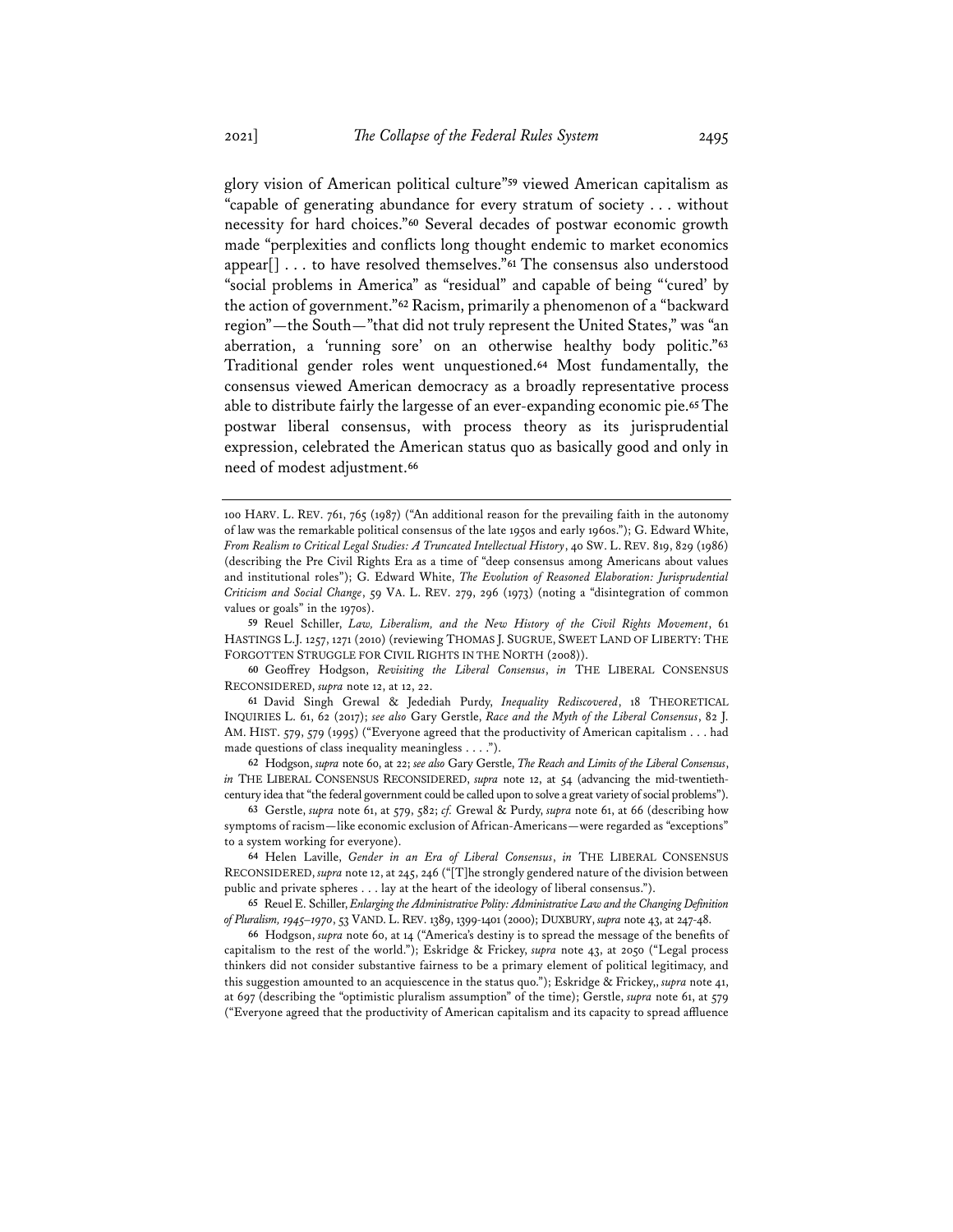glory vision of American political culture"[59] viewed American capitalism as "capable of generating abundance for every stratum of society . . . without necessity for hard choices."[60] Several decades of postwar economic growth made "perplexities and conflicts long thought endemic to market economics appear[] . . . to have resolved themselves."[61] The consensus also understood "social problems in America" as "residual" and capable of being "'cured' by the action of government."[62] Racism, primarily a phenomenon of a "backward region"—the South—"that did not truly represent the United States," was "an aberration, a 'running sore' on an otherwise healthy body politic."[63] Traditional gender roles went unquestioned.[64] Most fundamentally, the consensus viewed American democracy as a broadly representative process able to distribute fairly the largesse of an ever-expanding economic pie.[65] The postwar liberal consensus, with process theory as its jurisprudential expression, celebrated the American status quo as basically good and only in need of modest adjustment.[66]

---

100 HARV. L. REV. 761, 765 (1987) ("An additional reason for the prevailing faith in the autonomy of law was the remarkable political consensus of the late 1950s and early 1960s."); G. Edward White, *From Realism to Critical Legal Studies: A Truncated Intellectual History*, 40 SW. L. REV. 819, 829 (1986) (describing the Pre Civil Rights Era as a time of "deep consensus among Americans about values and institutional roles"); G. Edward White, *The Evolution of Reasoned Elaboration: Jurisprudential Criticism and Social Change*, 59 VA. L. REV. 279, 296 (1973) (noting a "disintegration of common values or goals" in the 1970s).

[59] Reuel Schiller, *Law, Liberalism, and the New History of the Civil Rights Movement*, 61 HASTINGS L.J. 1257, 1271 (2010) (reviewing THOMAS J. SUGRUE, SWEET LAND OF LIBERTY: THE FORGOTTEN STRUGGLE FOR CIVIL RIGHTS IN THE NORTH (2008)).

[60] Geoffrey Hodgson, *Revisiting the Liberal Consensus*, *in* THE LIBERAL CONSENSUS RECONSIDERED, *supra* note 12, at 12, 22.

[61] David Singh Grewal & Jedediah Purdy, *Inequality Rediscovered*, 18 THEORETICAL INQUIRIES L. 61, 62 (2017); *see also* Gary Gerstle, *Race and the Myth of the Liberal Consensus*, 82 J. AM. HIST. 579, 579 (1995) ("Everyone agreed that the productivity of American capitalism . . . had made questions of class inequality meaningless . . . .").

[62] Hodgson, *supra* note 60, at 22; *see also* Gary Gerstle, *The Reach and Limits of the Liberal Consensus*, *in* THE LIBERAL CONSENSUS RECONSIDERED, *supra* note 12, at 54 (advancing the mid-twentieth-century idea that "the federal government could be called upon to solve a great variety of social problems").

[63] Gerstle, *supra* note 61, at 579, 582; *cf.* Grewal & Purdy, *supra* note 61, at 66 (describing how symptoms of racism—like economic exclusion of African-Americans—were regarded as "exceptions" to a system working for everyone).

[64] Helen Laville, *Gender in an Era of Liberal Consensus*, *in* THE LIBERAL CONSENSUS RECONSIDERED, *supra* note 12, at 245, 246 ("[T]he strongly gendered nature of the division between public and private spheres . . . lay at the heart of the ideology of liberal consensus.").

[65] Reuel E. Schiller, *Enlarging the Administrative Polity: Administrative Law and the Changing Definition of Pluralism, 1945–1970*, 53 VAND. L. REV. 1389, 1399-1401 (2000); DUXBURY, *supra* note 43, at 247-48.

[66] Hodgson, *supra* note 60, at 14 ("America's destiny is to spread the message of the benefits of capitalism to the rest of the world."); Eskridge & Frickey, *supra* note 43, at 2050 ("Legal process thinkers did not consider substantive fairness to be a primary element of political legitimacy, and this suggestion amounted to an acquiescence in the status quo."); Eskridge & Frickey,, *supra* note 41, at 697 (describing the "optimistic pluralism assumption" of the time); Gerstle, *supra* note 61, at 579 ("Everyone agreed that the productivity of American capitalism and its capacity to spread affluence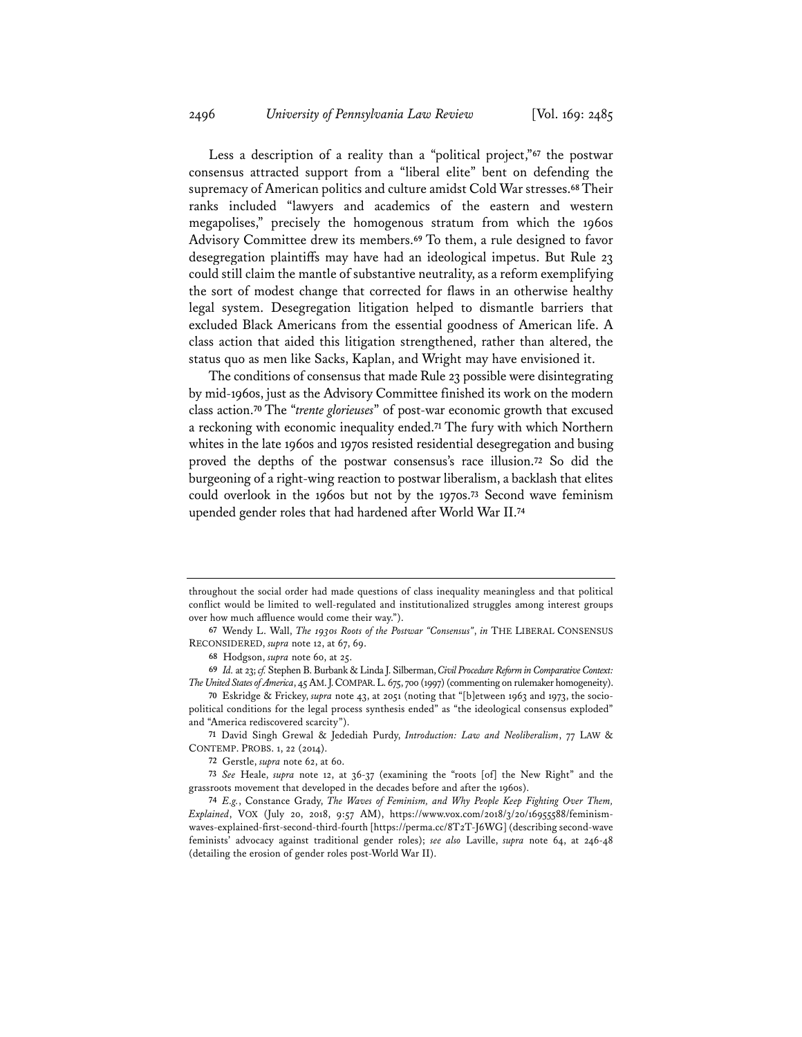Less a description of a reality than a "political project,"[67] the postwar consensus attracted support from a "liberal elite" bent on defending the supremacy of American politics and culture amidst Cold War stresses.[68] Their ranks included "lawyers and academics of the eastern and western megapolises," precisely the homogenous stratum from which the 1960s Advisory Committee drew its members.[69] To them, a rule designed to favor desegregation plaintiffs may have had an ideological impetus. But Rule 23 could still claim the mantle of substantive neutrality, as a reform exemplifying the sort of modest change that corrected for flaws in an otherwise healthy legal system. Desegregation litigation helped to dismantle barriers that excluded Black Americans from the essential goodness of American life. A class action that aided this litigation strengthened, rather than altered, the status quo as men like Sacks, Kaplan, and Wright may have envisioned it.

The conditions of consensus that made Rule 23 possible were disintegrating by mid-1960s, just as the Advisory Committee finished its work on the modern class action.[70] The "*trente glorieuses*" of post-war economic growth that excused a reckoning with economic inequality ended.[71] The fury with which Northern whites in the late 1960s and 1970s resisted residential desegregation and busing proved the depths of the postwar consensus's race illusion.[72] So did the burgeoning of a right-wing reaction to postwar liberalism, a backlash that elites could overlook in the 1960s but not by the 1970s.[73] Second wave feminism upended gender roles that had hardened after World War II.[74]

---

throughout the social order had made questions of class inequality meaningless and that political conflict would be limited to well-regulated and institutionalized struggles among interest groups over how much affluence would come their way.").

67 Wendy L. Wall, *The 1930s Roots of the Postwar "Consensus"*, *in* THE LIBERAL CONSENSUS RECONSIDERED, *supra* note 12, at 67, 69.

68 Hodgson, *supra* note 60, at 25.

69 *Id.* at 23; *cf.* Stephen B. Burbank & Linda J. Silberman, *Civil Procedure Reform in Comparative Context: The United States of America*, 45 AM. J. COMPAR. L. 675, 700 (1997) (commenting on rulemaker homogeneity).

70 Eskridge & Frickey, *supra* note 43, at 2051 (noting that "[b]etween 1963 and 1973, the socio-political conditions for the legal process synthesis ended" as "the ideological consensus exploded" and "America rediscovered scarcity").

71 David Singh Grewal & Jedediah Purdy, *Introduction: Law and Neoliberalism*, 77 LAW & CONTEMP. PROBS. 1, 22 (2014).

72 Gerstle, *supra* note 62, at 60.

73 *See* Heale, *supra* note 12, at 36-37 (examining the "roots [of] the New Right" and the grassroots movement that developed in the decades before and after the 1960s).

74 *E.g.*, Constance Grady, *The Waves of Feminism, and Why People Keep Fighting Over Them, Explained*, VOX (July 20, 2018, 9:57 AM), https://www.vox.com/2018/3/20/16955588/feminism-waves-explained-first-second-third-fourth [https://perma.cc/8T2T-J6WG] (describing second-wave feminists' advocacy against traditional gender roles); *see also* Laville, *supra* note 64, at 246-48 (detailing the erosion of gender roles post-World War II).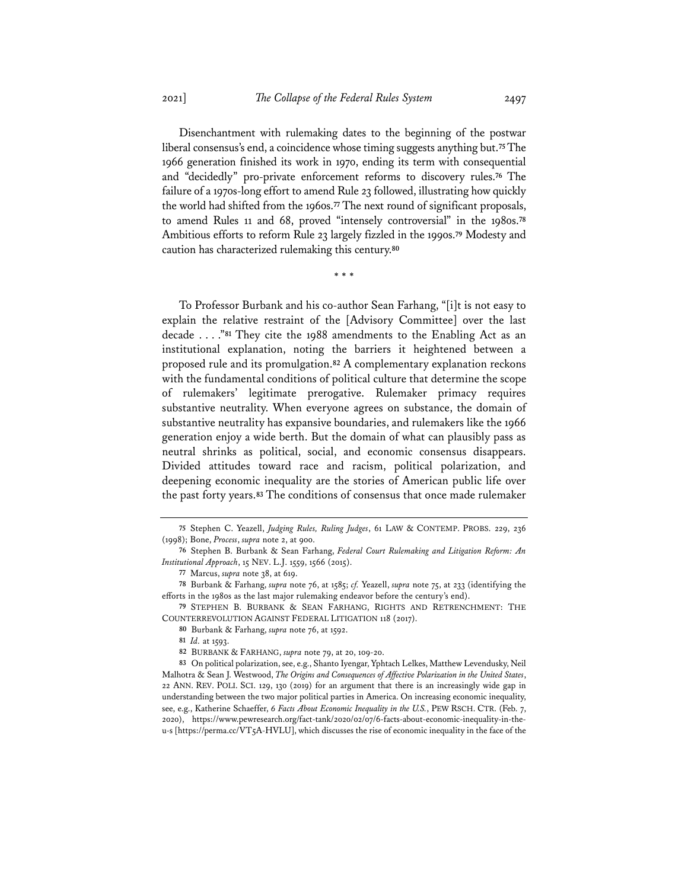Disenchantment with rulemaking dates to the beginning of the postwar liberal consensus's end, a coincidence whose timing suggests anything but.[75] The 1966 generation finished its work in 1970, ending its term with consequential and "decidedly" pro-private enforcement reforms to discovery rules.[76] The failure of a 1970s-long effort to amend Rule 23 followed, illustrating how quickly the world had shifted from the 1960s.[77] The next round of significant proposals, to amend Rules 11 and 68, proved "intensely controversial" in the 1980s.[78] Ambitious efforts to reform Rule 23 largely fizzled in the 1990s.[79] Modesty and caution has characterized rulemaking this century.[80]

\* \* \*

To Professor Burbank and his co-author Sean Farhang, "[i]t is not easy to explain the relative restraint of the [Advisory Committee] over the last decade . . . ."[81] They cite the 1988 amendments to the Enabling Act as an institutional explanation, noting the barriers it heightened between a proposed rule and its promulgation.[82] A complementary explanation reckons with the fundamental conditions of political culture that determine the scope of rulemakers' legitimate prerogative. Rulemaker primacy requires substantive neutrality. When everyone agrees on substance, the domain of substantive neutrality has expansive boundaries, and rulemakers like the 1966 generation enjoy a wide berth. But the domain of what can plausibly pass as neutral shrinks as political, social, and economic consensus disappears. Divided attitudes toward race and racism, political polarization, and deepening economic inequality are the stories of American public life over the past forty years.[83] The conditions of consensus that once made rulemaker

---

75 Stephen C. Yeazell, *Judging Rules, Ruling Judges*, 61 LAW & CONTEMP. PROBS. 229, 236 (1998); Bone, *Process*, *supra* note 2, at 900.

76 Stephen B. Burbank & Sean Farhang, *Federal Court Rulemaking and Litigation Reform: An Institutional Approach*, 15 NEV. L.J. 1559, 1566 (2015).

77 Marcus, *supra* note 38, at 619.

78 Burbank & Farhang, *supra* note 76, at 1585; *cf.* Yeazell, *supra* note 75, at 233 (identifying the efforts in the 1980s as the last major rulemaking endeavor before the century's end).

79 STEPHEN B. BURBANK & SEAN FARHANG, RIGHTS AND RETRENCHMENT: THE COUNTERREVOLUTION AGAINST FEDERAL LITIGATION 118 (2017).

80 Burbank & Farhang, *supra* note 76, at 1592.

81 *Id.* at 1593.

82 BURBANK & FARHANG, *supra* note 79, at 20, 109-20.

83 On political polarization, see, e.g., Shanto Iyengar, Yphtach Lelkes, Matthew Levendusky, Neil Malhotra & Sean J. Westwood, *The Origins and Consequences of Affective Polarization in the United States*, 22 ANN. REV. POLI. SCI. 129, 130 (2019) for an argument that there is an increasingly wide gap in understanding between the two major political parties in America. On increasing economic inequality, see, e.g., Katherine Schaeffer, *6 Facts About Economic Inequality in the U.S.*, PEW RSCH. CTR. (Feb. 7, 2020), https://www.pewresearch.org/fact-tank/2020/02/07/6-facts-about-economic-inequality-in-the-u-s [https://perma.cc/VT5A-HVLU], which discusses the rise of economic inequality in the face of the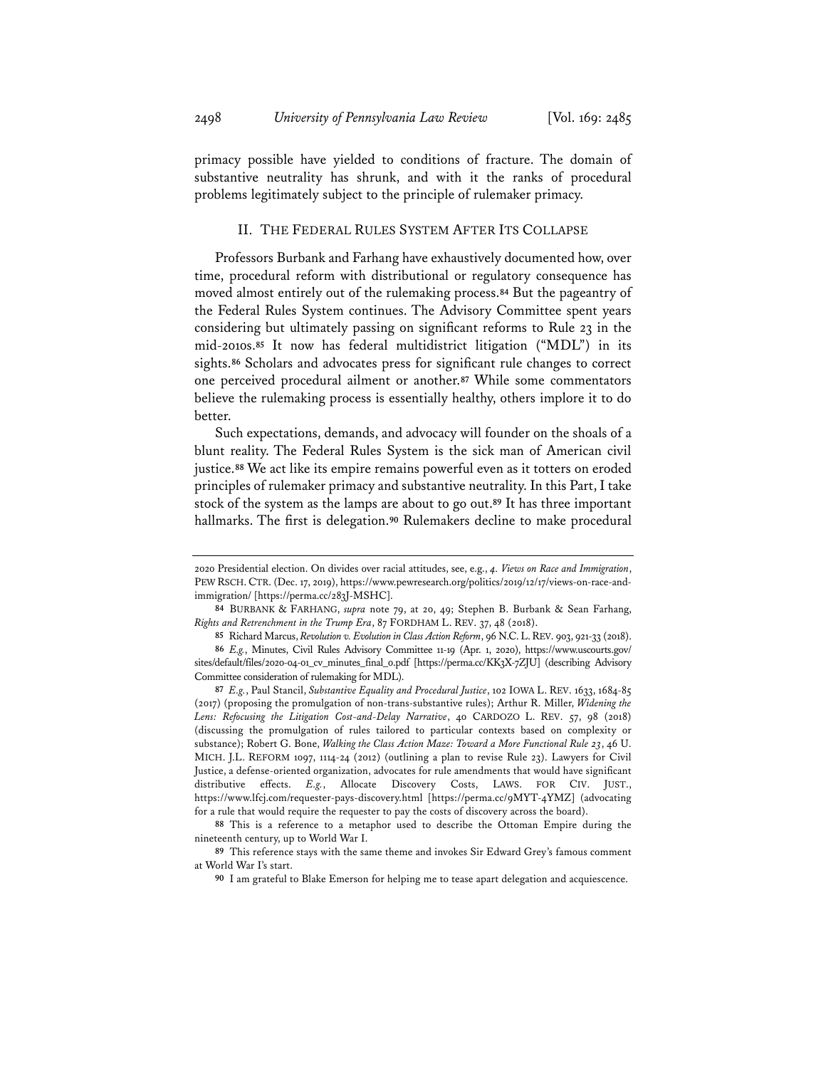primacy possible have yielded to conditions of fracture. The domain of substantive neutrality has shrunk, and with it the ranks of procedural problems legitimately subject to the principle of rulemaker primacy.

## II. THE FEDERAL RULES SYSTEM AFTER ITS COLLAPSE

Professors Burbank and Farhang have exhaustively documented how, over time, procedural reform with distributional or regulatory consequence has moved almost entirely out of the rulemaking process.[84] But the pageantry of the Federal Rules System continues. The Advisory Committee spent years considering but ultimately passing on significant reforms to Rule 23 in the mid-2010s.[85] It now has federal multidistrict litigation ("MDL") in its sights.[86] Scholars and advocates press for significant rule changes to correct one perceived procedural ailment or another.[87] While some commentators believe the rulemaking process is essentially healthy, others implore it to do better.

Such expectations, demands, and advocacy will founder on the shoals of a blunt reality. The Federal Rules System is the sick man of American civil justice.[88] We act like its empire remains powerful even as it totters on eroded principles of rulemaker primacy and substantive neutrality. In this Part, I take stock of the system as the lamps are about to go out.[89] It has three important hallmarks. The first is delegation.[90] Rulemakers decline to make procedural

---

2020 Presidential election. On divides over racial attitudes, see, e.g., *4. Views on Race and Immigration*, PEW RSCH. CTR. (Dec. 17, 2019), https://www.pewresearch.org/politics/2019/12/17/views-on-race-and-immigration/ [https://perma.cc/283J-MSHC].

84 BURBANK & FARHANG, *supra* note 79, at 20, 49; Stephen B. Burbank & Sean Farhang, *Rights and Retrenchment in the Trump Era*, 87 FORDHAM L. REV. 37, 48 (2018).

85 Richard Marcus, *Revolution v. Evolution in Class Action Reform*, 96 N.C. L. REV. 903, 921-33 (2018).

86 *E.g.*, Minutes, Civil Rules Advisory Committee 11-19 (Apr. 1, 2020), https://www.uscourts.gov/sites/default/files/2020-04-01_cv_minutes_final_0.pdf [https://perma.cc/KK3X-7ZJU] (describing Advisory Committee consideration of rulemaking for MDL).

87 *E.g.*, Paul Stancil, *Substantive Equality and Procedural Justice*, 102 IOWA L. REV. 1633, 1684-85 (2017) (proposing the promulgation of non-trans-substantive rules); Arthur R. Miller, *Widening the Lens: Refocusing the Litigation Cost-and-Delay Narrative*, 40 CARDOZO L. REV. 57, 98 (2018) (discussing the promulgation of rules tailored to particular contexts based on complexity or substance); Robert G. Bone, *Walking the Class Action Maze: Toward a More Functional Rule 23*, 46 U. MICH. J.L. REFORM 1097, 1114-24 (2012) (outlining a plan to revise Rule 23). Lawyers for Civil Justice, a defense-oriented organization, advocates for rule amendments that would have significant distributive effects. *E.g.*, Allocate Discovery Costs, LAWS. FOR CIV. JUST., https://www.lfcj.com/requester-pays-discovery.html [https://perma.cc/9MYT-4YMZ] (advocating for a rule that would require the requester to pay the costs of discovery across the board).

88 This is a reference to a metaphor used to describe the Ottoman Empire during the nineteenth century, up to World War I.

89 This reference stays with the same theme and invokes Sir Edward Grey's famous comment at World War I's start.

90 I am grateful to Blake Emerson for helping me to tease apart delegation and acquiescence.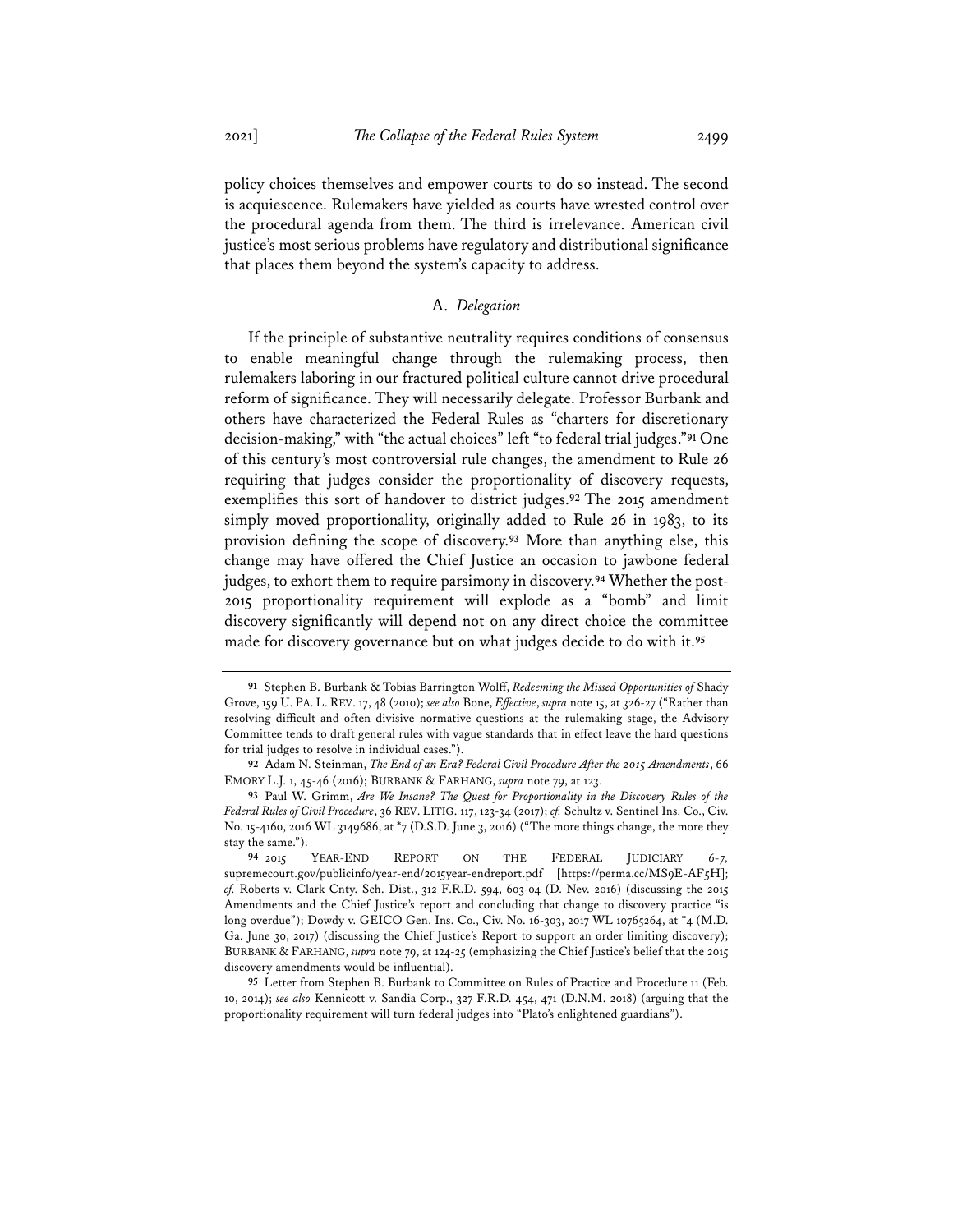policy choices themselves and empower courts to do so instead. The second is acquiescence. Rulemakers have yielded as courts have wrested control over the procedural agenda from them. The third is irrelevance. American civil justice's most serious problems have regulatory and distributional significance that places them beyond the system's capacity to address.

### A. *Delegation*

If the principle of substantive neutrality requires conditions of consensus to enable meaningful change through the rulemaking process, then rulemakers laboring in our fractured political culture cannot drive procedural reform of significance. They will necessarily delegate. Professor Burbank and others have characterized the Federal Rules as "charters for discretionary decision-making," with "the actual choices" left "to federal trial judges."[91] One of this century's most controversial rule changes, the amendment to Rule 26 requiring that judges consider the proportionality of discovery requests, exemplifies this sort of handover to district judges.[92] The 2015 amendment simply moved proportionality, originally added to Rule 26 in 1983, to its provision defining the scope of discovery.[93] More than anything else, this change may have offered the Chief Justice an occasion to jawbone federal judges, to exhort them to require parsimony in discovery.[94] Whether the post-2015 proportionality requirement will explode as a "bomb" and limit discovery significantly will depend not on any direct choice the committee made for discovery governance but on what judges decide to do with it.[95]

---

91 Stephen B. Burbank & Tobias Barrington Wolff, *Redeeming the Missed Opportunities of* Shady Grove, 159 U. PA. L. REV. 17, 48 (2010); *see also* Bone, *Effective*, *supra* note 15, at 326-27 ("Rather than resolving difficult and often divisive normative questions at the rulemaking stage, the Advisory Committee tends to draft general rules with vague standards that in effect leave the hard questions for trial judges to resolve in individual cases.").

92 Adam N. Steinman, *The End of an Era? Federal Civil Procedure After the 2015 Amendments*, 66 EMORY L.J. 1, 45-46 (2016); BURBANK & FARHANG, *supra* note 79, at 123.

93 Paul W. Grimm, *Are We Insane? The Quest for Proportionality in the Discovery Rules of the Federal Rules of Civil Procedure*, 36 REV. LITIG. 117, 123-34 (2017); *cf.* Schultz v. Sentinel Ins. Co., Civ. No. 15-4160, 2016 WL 3149686, at *7 (D.S.D. June 3, 2016) ("The more things change, the more they stay the same.").

94 2015 YEAR-END REPORT ON THE FEDERAL JUDICIARY 6-7, supremecourt.gov/publicinfo/year-end/2015year-endreport.pdf [https://perma.cc/MS9E-AF5H]; *cf.* Roberts v. Clark Cnty. Sch. Dist., 312 F.R.D. 594, 603-04 (D. Nev. 2016) (discussing the 2015 Amendments and the Chief Justice's report and concluding that change to discovery practice "is long overdue"); Dowdy v. GEICO Gen. Ins. Co., Civ. No. 16-303, 2017 WL 10765264, at *4 (M.D. Ga. June 30, 2017) (discussing the Chief Justice's Report to support an order limiting discovery); BURBANK & FARHANG, *supra* note 79, at 124-25 (emphasizing the Chief Justice's belief that the 2015 discovery amendments would be influential).

95 Letter from Stephen B. Burbank to Committee on Rules of Practice and Procedure 11 (Feb. 10, 2014); *see also* Kennicott v. Sandia Corp., 327 F.R.D. 454, 471 (D.N.M. 2018) (arguing that the proportionality requirement will turn federal judges into "Plato's enlightened guardians").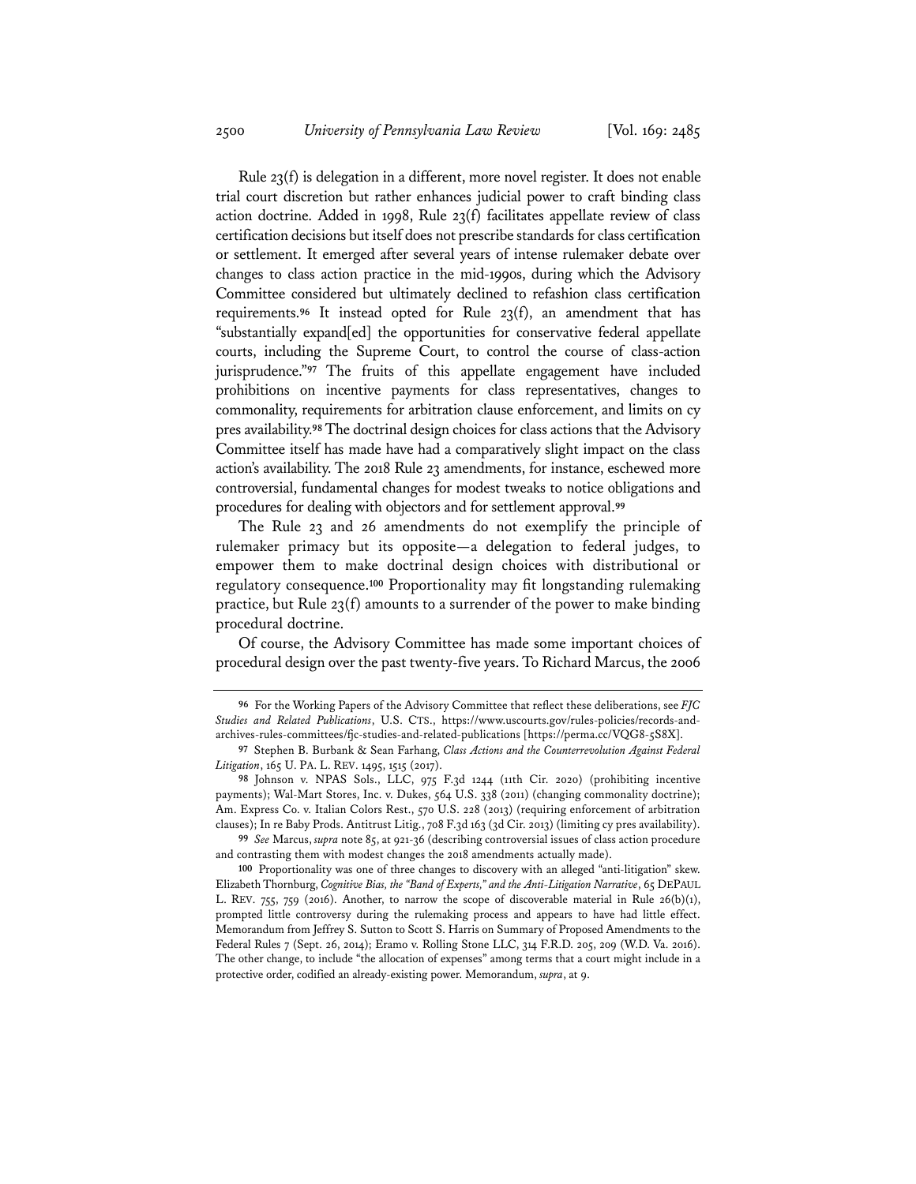Rule 23(f) is delegation in a different, more novel register. It does not enable trial court discretion but rather enhances judicial power to craft binding class action doctrine. Added in 1998, Rule 23(f) facilitates appellate review of class certification decisions but itself does not prescribe standards for class certification or settlement. It emerged after several years of intense rulemaker debate over changes to class action practice in the mid-1990s, during which the Advisory Committee considered but ultimately declined to refashion class certification requirements.[96] It instead opted for Rule 23(f), an amendment that has "substantially expand[ed] the opportunities for conservative federal appellate courts, including the Supreme Court, to control the course of class-action jurisprudence."[97] The fruits of this appellate engagement have included prohibitions on incentive payments for class representatives, changes to commonality, requirements for arbitration clause enforcement, and limits on cy pres availability.[98] The doctrinal design choices for class actions that the Advisory Committee itself has made have had a comparatively slight impact on the class action's availability. The 2018 Rule 23 amendments, for instance, eschewed more controversial, fundamental changes for modest tweaks to notice obligations and procedures for dealing with objectors and for settlement approval.[99]

The Rule 23 and 26 amendments do not exemplify the principle of rulemaker primacy but its opposite—a delegation to federal judges, to empower them to make doctrinal design choices with distributional or regulatory consequence.[100] Proportionality may fit longstanding rulemaking practice, but Rule 23(f) amounts to a surrender of the power to make binding procedural doctrine.

Of course, the Advisory Committee has made some important choices of procedural design over the past twenty-five years. To Richard Marcus, the 2006

---

96 For the Working Papers of the Advisory Committee that reflect these deliberations, see *FJC Studies and Related Publications*, U.S. CTS., https://www.uscourts.gov/rules-policies/records-and-archives-rules-committees/fjc-studies-and-related-publications [https://perma.cc/VQG8-5S8X].

97 Stephen B. Burbank & Sean Farhang, *Class Actions and the Counterrevolution Against Federal Litigation*, 165 U. PA. L. REV. 1495, 1515 (2017).

98 Johnson v. NPAS Sols., LLC, 975 F.3d 1244 (11th Cir. 2020) (prohibiting incentive payments); Wal-Mart Stores, Inc. v. Dukes, 564 U.S. 338 (2011) (changing commonality doctrine); Am. Express Co. v. Italian Colors Rest., 570 U.S. 228 (2013) (requiring enforcement of arbitration clauses); In re Baby Prods. Antitrust Litig., 708 F.3d 163 (3d Cir. 2013) (limiting cy pres availability).

99 *See* Marcus, *supra* note 85, at 921-36 (describing controversial issues of class action procedure and contrasting them with modest changes the 2018 amendments actually made).

100 Proportionality was one of three changes to discovery with an alleged "anti-litigation" skew. Elizabeth Thornburg, *Cognitive Bias, the "Band of Experts," and the Anti-Litigation Narrative*, 65 DEPAUL L. REV. 755, 759 (2016). Another, to narrow the scope of discoverable material in Rule 26(b)(1), prompted little controversy during the rulemaking process and appears to have had little effect. Memorandum from Jeffrey S. Sutton to Scott S. Harris on Summary of Proposed Amendments to the Federal Rules 7 (Sept. 26, 2014); Eramo v. Rolling Stone LLC, 314 F.R.D. 205, 209 (W.D. Va. 2016). The other change, to include "the allocation of expenses" among terms that a court might include in a protective order, codified an already-existing power. Memorandum, *supra*, at 9.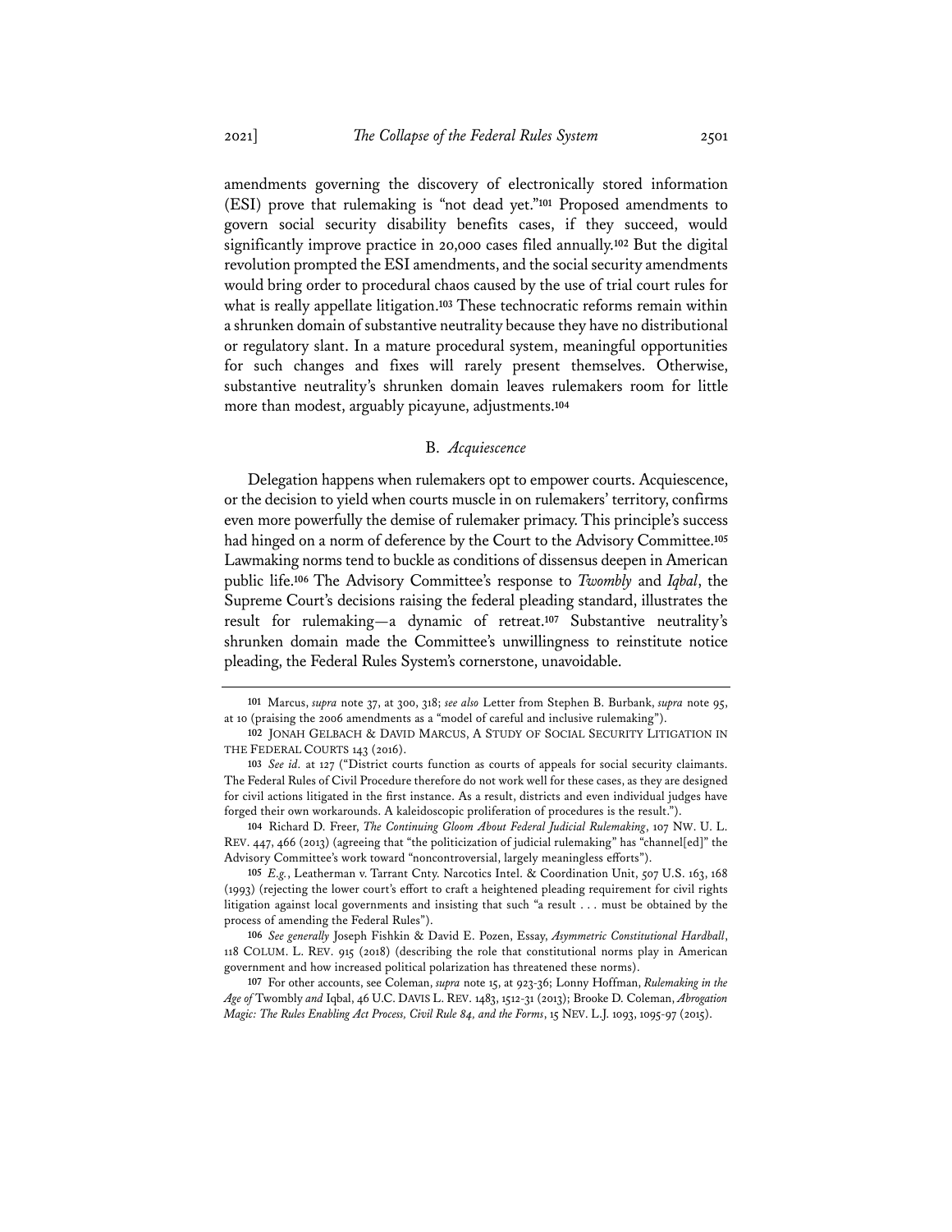amendments governing the discovery of electronically stored information (ESI) prove that rulemaking is "not dead yet."[101] Proposed amendments to govern social security disability benefits cases, if they succeed, would significantly improve practice in 20,000 cases filed annually.[102] But the digital revolution prompted the ESI amendments, and the social security amendments would bring order to procedural chaos caused by the use of trial court rules for what is really appellate litigation.[103] These technocratic reforms remain within a shrunken domain of substantive neutrality because they have no distributional or regulatory slant. In a mature procedural system, meaningful opportunities for such changes and fixes will rarely present themselves. Otherwise, substantive neutrality's shrunken domain leaves rulemakers room for little more than modest, arguably picayune, adjustments.[104]

## B. *Acquiescence*

Delegation happens when rulemakers opt to empower courts. Acquiescence, or the decision to yield when courts muscle in on rulemakers' territory, confirms even more powerfully the demise of rulemaker primacy. This principle's success had hinged on a norm of deference by the Court to the Advisory Committee.[105] Lawmaking norms tend to buckle as conditions of dissensus deepen in American public life.[106] The Advisory Committee's response to *Twombly* and *Iqbal*, the Supreme Court's decisions raising the federal pleading standard, illustrates the result for rulemaking—a dynamic of retreat.[107] Substantive neutrality's shrunken domain made the Committee's unwillingness to reinstitute notice pleading, the Federal Rules System's cornerstone, unavoidable.

---

**101** Marcus, *supra* note 37, at 300, 318; *see also* Letter from Stephen B. Burbank, *supra* note 95, at 10 (praising the 2006 amendments as a "model of careful and inclusive rulemaking").

**102** JONAH GELBACH & DAVID MARCUS, A STUDY OF SOCIAL SECURITY LITIGATION IN THE FEDERAL COURTS 143 (2016).

**103** *See id.* at 127 ("District courts function as courts of appeals for social security claimants. The Federal Rules of Civil Procedure therefore do not work well for these cases, as they are designed for civil actions litigated in the first instance. As a result, districts and even individual judges have forged their own workarounds. A kaleidoscopic proliferation of procedures is the result.").

**104** Richard D. Freer, *The Continuing Gloom About Federal Judicial Rulemaking*, 107 NW. U. L. REV. 447, 466 (2013) (agreeing that "the politicization of judicial rulemaking" has "channel[ed]" the Advisory Committee's work toward "noncontroversial, largely meaningless efforts").

**105** *E.g.*, Leatherman v. Tarrant Cnty. Narcotics Intel. & Coordination Unit, 507 U.S. 163, 168 (1993) (rejecting the lower court's effort to craft a heightened pleading requirement for civil rights litigation against local governments and insisting that such "a result . . . must be obtained by the process of amending the Federal Rules").

**106** *See generally* Joseph Fishkin & David E. Pozen, Essay, *Asymmetric Constitutional Hardball*, 118 COLUM. L. REV. 915 (2018) (describing the role that constitutional norms play in American government and how increased political polarization has threatened these norms).

**107** For other accounts, see Coleman, *supra* note 15, at 923-36; Lonny Hoffman, *Rulemaking in the Age of* Twombly *and* Iqbal, 46 U.C. DAVIS L. REV. 1483, 1512-31 (2013); Brooke D. Coleman, *Abrogation Magic: The Rules Enabling Act Process, Civil Rule 84, and the Forms*, 15 NEV. L.J. 1093, 1095-97 (2015).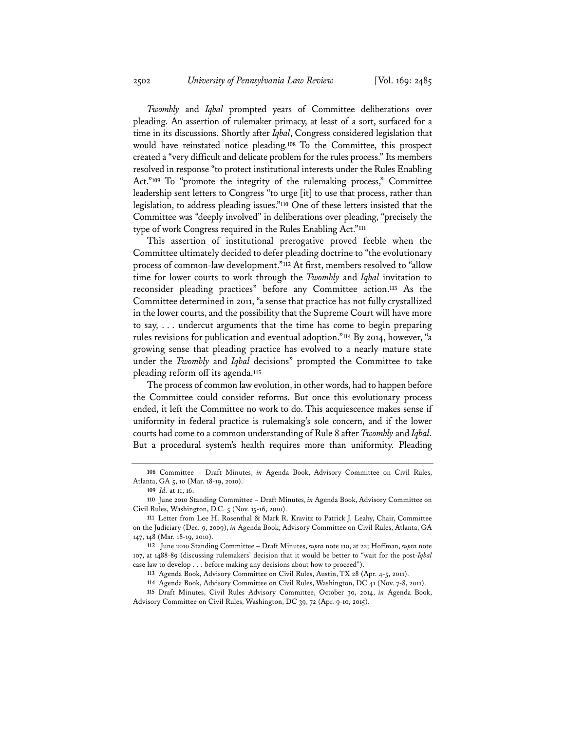*Twombly* and *Iqbal* prompted years of Committee deliberations over pleading. An assertion of rulemaker primacy, at least of a sort, surfaced for a time in its discussions. Shortly after *Iqbal*, Congress considered legislation that would have reinstated notice pleading.[108] To the Committee, this prospect created a "very difficult and delicate problem for the rules process." Its members resolved in response "to protect institutional interests under the Rules Enabling Act."[109] To "promote the integrity of the rulemaking process," Committee leadership sent letters to Congress "to urge [it] to use that process, rather than legislation, to address pleading issues."[110] One of these letters insisted that the Committee was "deeply involved" in deliberations over pleading, "precisely the type of work Congress required in the Rules Enabling Act."[111]

This assertion of institutional prerogative proved feeble when the Committee ultimately decided to defer pleading doctrine to "the evolutionary process of common-law development."[112] At first, members resolved to "allow time for lower courts to work through the *Twombly* and *Iqbal* invitation to reconsider pleading practices" before any Committee action.[113] As the Committee determined in 2011, "a sense that practice has not fully crystallized in the lower courts, and the possibility that the Supreme Court will have more to say, . . . undercut arguments that the time has come to begin preparing rules revisions for publication and eventual adoption."[114] By 2014, however, "a growing sense that pleading practice has evolved to a nearly mature state under the *Twombly* and *Iqbal* decisions" prompted the Committee to take pleading reform off its agenda.[115]

The process of common law evolution, in other words, had to happen before the Committee could consider reforms. But once this evolutionary process ended, it left the Committee no work to do. This acquiescence makes sense if uniformity in federal practice is rulemaking's sole concern, and if the lower courts had come to a common understanding of Rule 8 after *Twombly* and *Iqbal*. But a procedural system's health requires more than uniformity. Pleading

---

108 Committee – Draft Minutes, *in* Agenda Book, Advisory Committee on Civil Rules, Atlanta, GA 5, 10 (Mar. 18-19, 2010).

109 *Id.* at 11, 16.

110 June 2010 Standing Committee – Draft Minutes, *in* Agenda Book, Advisory Committee on Civil Rules, Washington, D.C. 5 (Nov. 15-16, 2010).

111 Letter from Lee H. Rosenthal & Mark R. Kravitz to Patrick J. Leahy, Chair, Committee on the Judiciary (Dec. 9, 2009), *in* Agenda Book, Advisory Committee on Civil Rules, Atlanta, GA 147, 148 (Mar. 18-19, 2010).

112 June 2010 Standing Committee – Draft Minutes, *supra* note 110, at 22; Hoffman, *supra* note 107, at 1488-89 (discussing rulemakers' decision that it would be better to "wait for the post-*Iqbal* case law to develop . . . before making any decisions about how to proceed").

113 Agenda Book, Advisory Committee on Civil Rules, Austin, TX 28 (Apr. 4-5, 2011).

114 Agenda Book, Advisory Committee on Civil Rules, Washington, DC 41 (Nov. 7-8, 2011).

115 Draft Minutes, Civil Rules Advisory Committee, October 30, 2014, *in* Agenda Book, Advisory Committee on Civil Rules, Washington, DC 39, 72 (Apr. 9-10, 2015).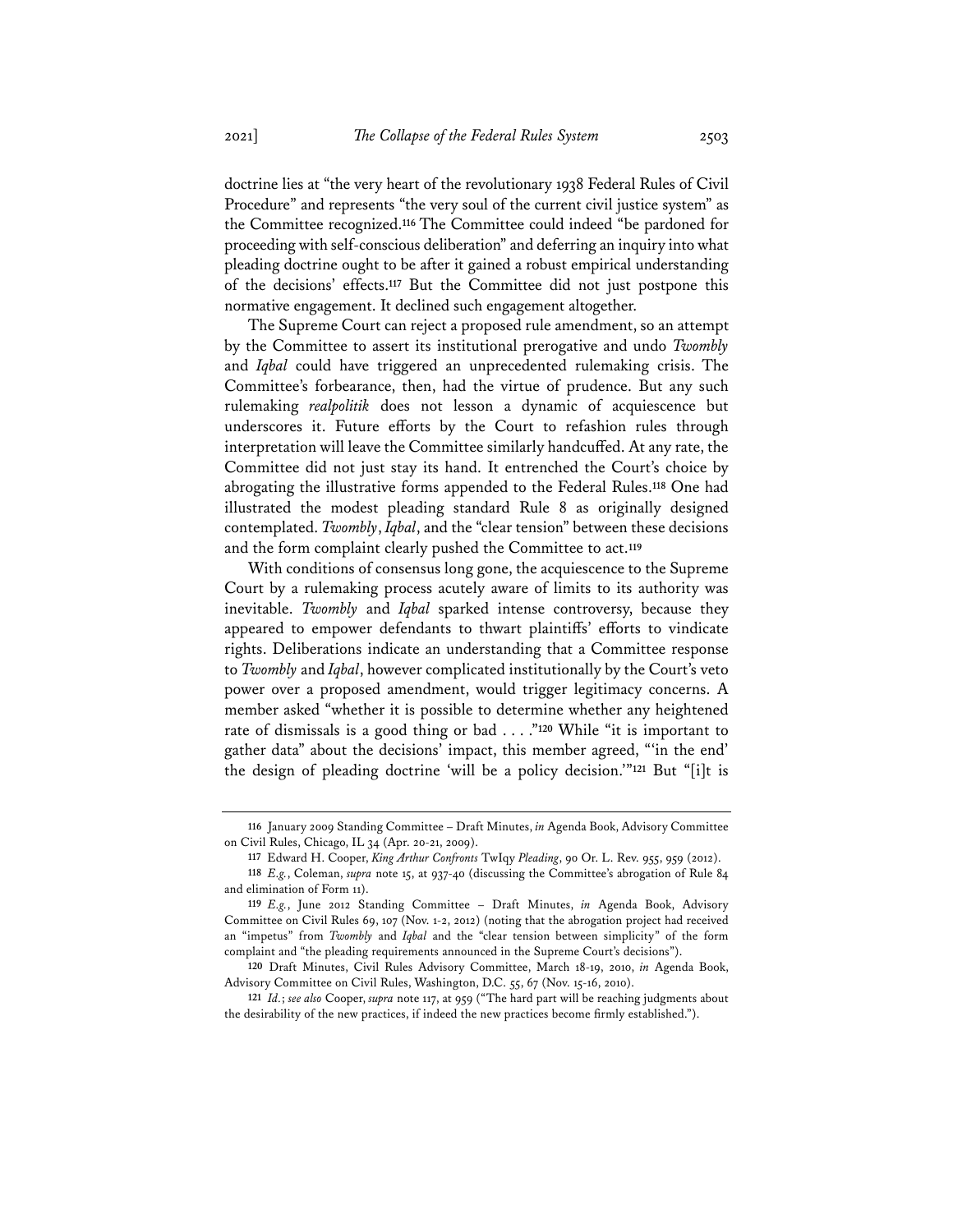doctrine lies at "the very heart of the revolutionary 1938 Federal Rules of Civil Procedure" and represents "the very soul of the current civil justice system" as the Committee recognized.[116] The Committee could indeed "be pardoned for proceeding with self-conscious deliberation" and deferring an inquiry into what pleading doctrine ought to be after it gained a robust empirical understanding of the decisions' effects.[117] But the Committee did not just postpone this normative engagement. It declined such engagement altogether.

The Supreme Court can reject a proposed rule amendment, so an attempt by the Committee to assert its institutional prerogative and undo *Twombly* and *Iqbal* could have triggered an unprecedented rulemaking crisis. The Committee's forbearance, then, had the virtue of prudence. But any such rulemaking *realpolitik* does not lesson a dynamic of acquiescence but underscores it. Future efforts by the Court to refashion rules through interpretation will leave the Committee similarly handcuffed. At any rate, the Committee did not just stay its hand. It entrenched the Court's choice by abrogating the illustrative forms appended to the Federal Rules.[118] One had illustrated the modest pleading standard Rule 8 as originally designed contemplated. *Twombly*, *Iqbal*, and the "clear tension" between these decisions and the form complaint clearly pushed the Committee to act.[119]

With conditions of consensus long gone, the acquiescence to the Supreme Court by a rulemaking process acutely aware of limits to its authority was inevitable. *Twombly* and *Iqbal* sparked intense controversy, because they appeared to empower defendants to thwart plaintiffs' efforts to vindicate rights. Deliberations indicate an understanding that a Committee response to *Twombly* and *Iqbal*, however complicated institutionally by the Court's veto power over a proposed amendment, would trigger legitimacy concerns. A member asked "whether it is possible to determine whether any heightened rate of dismissals is a good thing or bad . . . ."[120] While "it is important to gather data" about the decisions' impact, this member agreed, "'in the end' the design of pleading doctrine 'will be a policy decision.'"[121] But "[i]t is

---

[116] January 2009 Standing Committee – Draft Minutes, *in* Agenda Book, Advisory Committee on Civil Rules, Chicago, IL 34 (Apr. 20-21, 2009).

[117] Edward H. Cooper, *King Arthur Confronts* TwIqy *Pleading*, 90 Or. L. Rev. 955, 959 (2012).

[118] *E.g.*, Coleman, *supra* note 15, at 937-40 (discussing the Committee's abrogation of Rule 84 and elimination of Form 11).

[119] *E.g.*, June 2012 Standing Committee – Draft Minutes, *in* Agenda Book, Advisory Committee on Civil Rules 69, 107 (Nov. 1-2, 2012) (noting that the abrogation project had received an "impetus" from *Twombly* and *Iqbal* and the "clear tension between simplicity" of the form complaint and "the pleading requirements announced in the Supreme Court's decisions").

[120] Draft Minutes, Civil Rules Advisory Committee, March 18-19, 2010, *in* Agenda Book, Advisory Committee on Civil Rules, Washington, D.C. 55, 67 (Nov. 15-16, 2010).

[121] *Id.*; *see also* Cooper, *supra* note 117, at 959 ("The hard part will be reaching judgments about the desirability of the new practices, if indeed the new practices become firmly established.").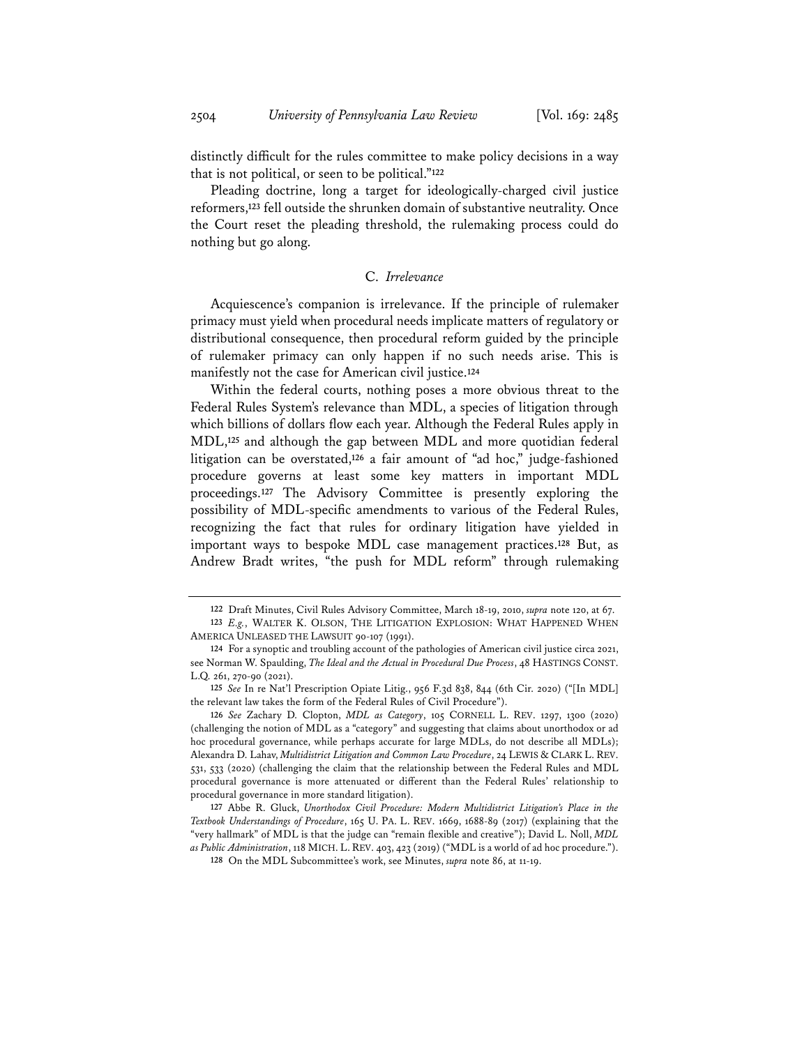distinctly difficult for the rules committee to make policy decisions in a way that is not political, or seen to be political."[122]

Pleading doctrine, long a target for ideologically-charged civil justice reformers,[123] fell outside the shrunken domain of substantive neutrality. Once the Court reset the pleading threshold, the rulemaking process could do nothing but go along.

### C. *Irrelevance*

Acquiescence's companion is irrelevance. If the principle of rulemaker primacy must yield when procedural needs implicate matters of regulatory or distributional consequence, then procedural reform guided by the principle of rulemaker primacy can only happen if no such needs arise. This is manifestly not the case for American civil justice.[124]

Within the federal courts, nothing poses a more obvious threat to the Federal Rules System's relevance than MDL, a species of litigation through which billions of dollars flow each year. Although the Federal Rules apply in MDL,[125] and although the gap between MDL and more quotidian federal litigation can be overstated,[126] a fair amount of "ad hoc," judge-fashioned procedure governs at least some key matters in important MDL proceedings.[127] The Advisory Committee is presently exploring the possibility of MDL-specific amendments to various of the Federal Rules, recognizing the fact that rules for ordinary litigation have yielded in important ways to bespoke MDL case management practices.[128] But, as Andrew Bradt writes, "the push for MDL reform" through rulemaking

---

122 Draft Minutes, Civil Rules Advisory Committee, March 18-19, 2010, *supra* note 120, at 67.

123 *E.g.*, WALTER K. OLSON, THE LITIGATION EXPLOSION: WHAT HAPPENED WHEN AMERICA UNLEASED THE LAWSUIT 90-107 (1991).

124 For a synoptic and troubling account of the pathologies of American civil justice circa 2021, see Norman W. Spaulding, *The Ideal and the Actual in Procedural Due Process*, 48 HASTINGS CONST. L.Q. 261, 270-90 (2021).

125 *See* In re Nat'l Prescription Opiate Litig., 956 F.3d 838, 844 (6th Cir. 2020) ("[In MDL] the relevant law takes the form of the Federal Rules of Civil Procedure").

126 *See* Zachary D. Clopton, *MDL as Category*, 105 CORNELL L. REV. 1297, 1300 (2020) (challenging the notion of MDL as a "category" and suggesting that claims about unorthodox or ad hoc procedural governance, while perhaps accurate for large MDLs, do not describe all MDLs); Alexandra D. Lahav, *Multidistrict Litigation and Common Law Procedure*, 24 LEWIS & CLARK L. REV. 531, 533 (2020) (challenging the claim that the relationship between the Federal Rules and MDL procedural governance is more attenuated or different than the Federal Rules' relationship to procedural governance in more standard litigation).

127 Abbe R. Gluck, *Unorthodox Civil Procedure: Modern Multidistrict Litigation's Place in the Textbook Understandings of Procedure*, 165 U. PA. L. REV. 1669, 1688-89 (2017) (explaining that the "very hallmark" of MDL is that the judge can "remain flexible and creative"); David L. Noll, *MDL as Public Administration*, 118 MICH. L. REV. 403, 423 (2019) ("MDL is a world of ad hoc procedure.").

128 On the MDL Subcommittee's work, see Minutes, *supra* note 86, at 11-19.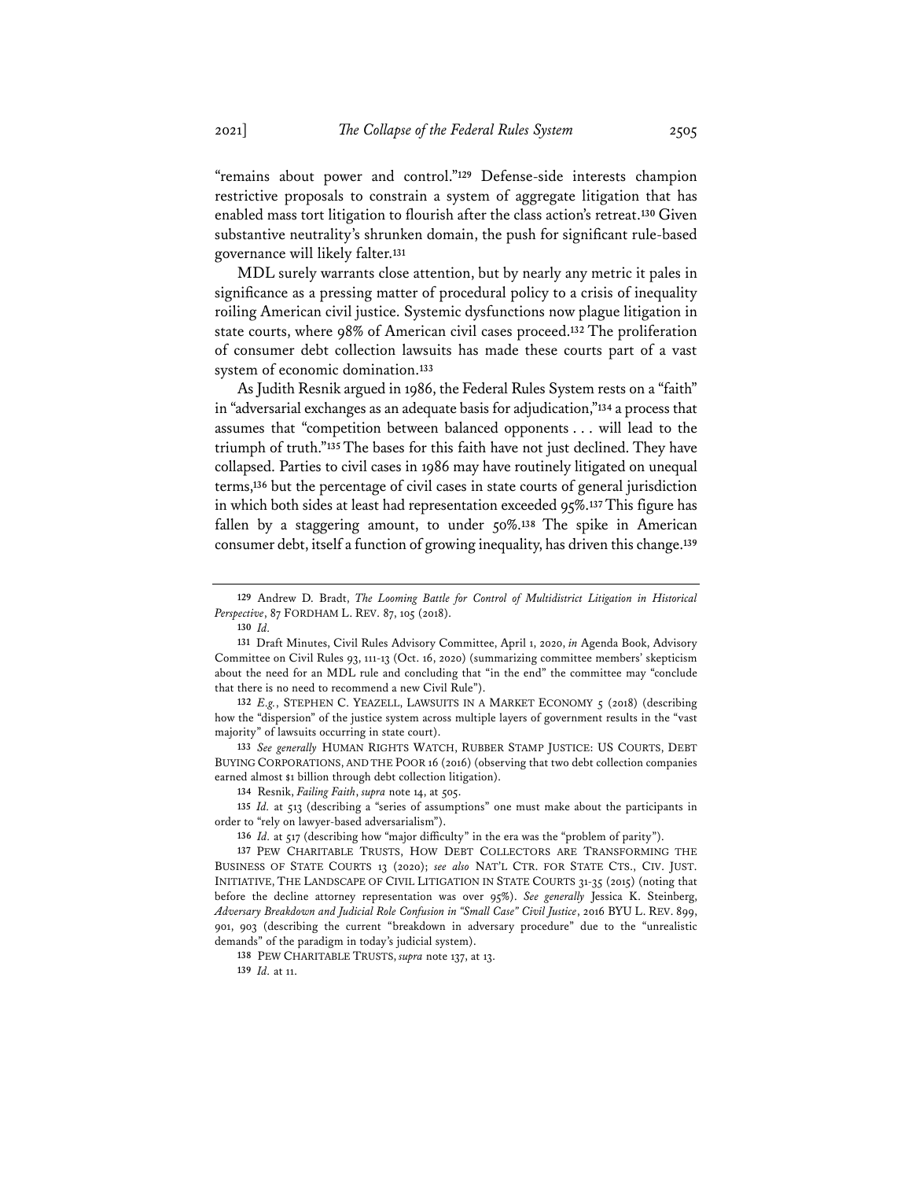"remains about power and control."[129] Defense-side interests champion restrictive proposals to constrain a system of aggregate litigation that has enabled mass tort litigation to flourish after the class action's retreat.[130] Given substantive neutrality's shrunken domain, the push for significant rule-based governance will likely falter.[131]

MDL surely warrants close attention, but by nearly any metric it pales in significance as a pressing matter of procedural policy to a crisis of inequality roiling American civil justice. Systemic dysfunctions now plague litigation in state courts, where 98% of American civil cases proceed.[132] The proliferation of consumer debt collection lawsuits has made these courts part of a vast system of economic domination.[133]

As Judith Resnik argued in 1986, the Federal Rules System rests on a "faith" in "adversarial exchanges as an adequate basis for adjudication,"[134] a process that assumes that "competition between balanced opponents . . . will lead to the triumph of truth."[135] The bases for this faith have not just declined. They have collapsed. Parties to civil cases in 1986 may have routinely litigated on unequal terms,[136] but the percentage of civil cases in state courts of general jurisdiction in which both sides at least had representation exceeded 95%.[137] This figure has fallen by a staggering amount, to under 50%.[138] The spike in American consumer debt, itself a function of growing inequality, has driven this change.[139]

---

**129** Andrew D. Bradt, *The Looming Battle for Control of Multidistrict Litigation in Historical Perspective*, 87 FORDHAM L. REV. 87, 105 (2018).

**130** *Id.*

**131** Draft Minutes, Civil Rules Advisory Committee, April 1, 2020, *in* Agenda Book, Advisory Committee on Civil Rules 93, 111-13 (Oct. 16, 2020) (summarizing committee members' skepticism about the need for an MDL rule and concluding that "in the end" the committee may "conclude that there is no need to recommend a new Civil Rule").

**132** *E.g.*, STEPHEN C. YEAZELL, LAWSUITS IN A MARKET ECONOMY 5 (2018) (describing how the "dispersion" of the justice system across multiple layers of government results in the "vast majority" of lawsuits occurring in state court).

**133** *See generally* HUMAN RIGHTS WATCH, RUBBER STAMP JUSTICE: US COURTS, DEBT BUYING CORPORATIONS, AND THE POOR 16 (2016) (observing that two debt collection companies earned almost $1 billion through debt collection litigation).

**134** Resnik, *Failing Faith*, *supra* note 14, at 505.

**135** *Id.* at 513 (describing a "series of assumptions" one must make about the participants in order to "rely on lawyer-based adversarialism").

**136** *Id.* at 517 (describing how "major difficulty" in the era was the "problem of parity").

**137** PEW CHARITABLE TRUSTS, HOW DEBT COLLECTORS ARE TRANSFORMING THE BUSINESS OF STATE COURTS 13 (2020); *see also* NAT'L CTR. FOR STATE CTS., CIV. JUST. INITIATIVE, THE LANDSCAPE OF CIVIL LITIGATION IN STATE COURTS 31-35 (2015) (noting that before the decline attorney representation was over 95%). *See generally* Jessica K. Steinberg, *Adversary Breakdown and Judicial Role Confusion in "Small Case" Civil Justice*, 2016 BYU L. REV. 899, 901, 903 (describing the current "breakdown in adversary procedure" due to the "unrealistic demands" of the paradigm in today's judicial system).

**138** PEW CHARITABLE TRUSTS, *supra* note 137, at 13.

**139** *Id.* at 11.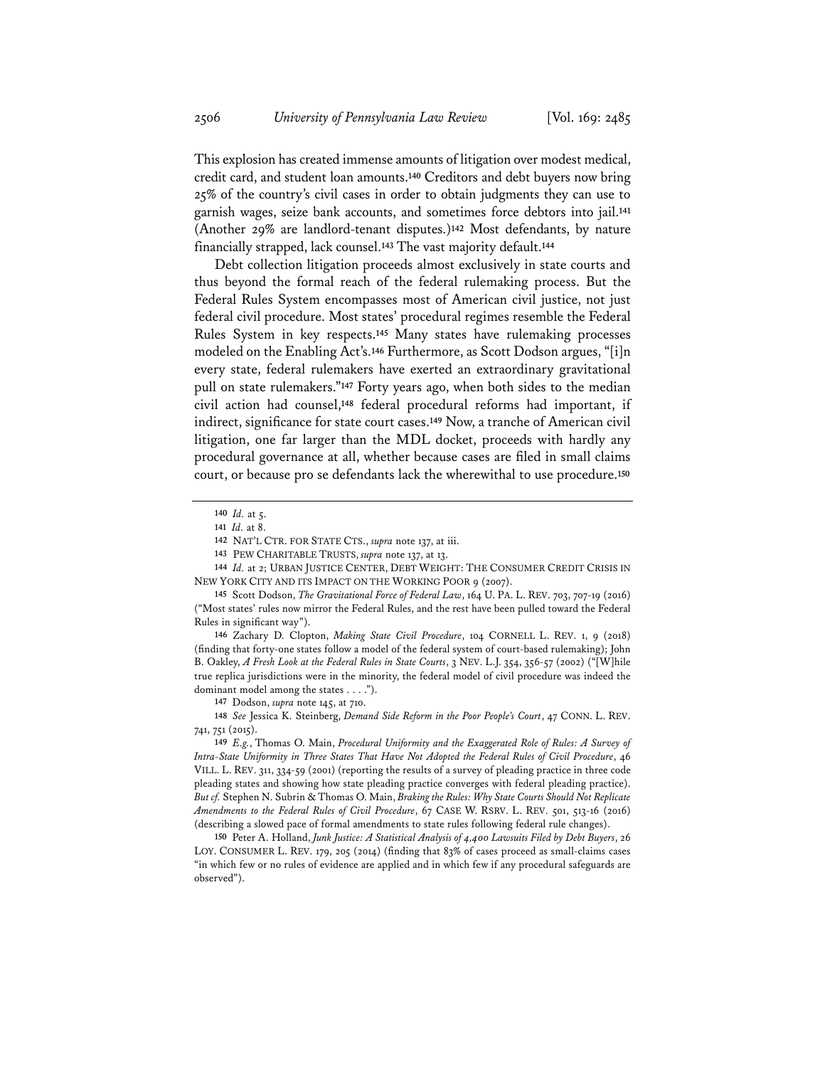This explosion has created immense amounts of litigation over modest medical, credit card, and student loan amounts.[140] Creditors and debt buyers now bring 25% of the country's civil cases in order to obtain judgments they can use to garnish wages, seize bank accounts, and sometimes force debtors into jail.[141] (Another 29% are landlord-tenant disputes.)[142] Most defendants, by nature financially strapped, lack counsel.[143] The vast majority default.[144]

Debt collection litigation proceeds almost exclusively in state courts and thus beyond the formal reach of the federal rulemaking process. But the Federal Rules System encompasses most of American civil justice, not just federal civil procedure. Most states' procedural regimes resemble the Federal Rules System in key respects.[145] Many states have rulemaking processes modeled on the Enabling Act's.[146] Furthermore, as Scott Dodson argues, "[i]n every state, federal rulemakers have exerted an extraordinary gravitational pull on state rulemakers."[147] Forty years ago, when both sides to the median civil action had counsel,[148] federal procedural reforms had important, if indirect, significance for state court cases.[149] Now, a tranche of American civil litigation, one far larger than the MDL docket, proceeds with hardly any procedural governance at all, whether because cases are filed in small claims court, or because pro se defendants lack the wherewithal to use procedure.[150]

---

140 *Id.* at 5.

141 *Id.* at 8.

142 NAT'L CTR. FOR STATE CTS., *supra* note 137, at iii.

143 PEW CHARITABLE TRUSTS, *supra* note 137, at 13.

144 *Id.* at 2; URBAN JUSTICE CENTER, DEBT WEIGHT: THE CONSUMER CREDIT CRISIS IN NEW YORK CITY AND ITS IMPACT ON THE WORKING POOR 9 (2007).

145 Scott Dodson, *The Gravitational Force of Federal Law*, 164 U. PA. L. REV. 703, 707-19 (2016) ("Most states' rules now mirror the Federal Rules, and the rest have been pulled toward the Federal Rules in significant way").

146 Zachary D. Clopton, *Making State Civil Procedure*, 104 CORNELL L. REV. 1, 9 (2018) (finding that forty-one states follow a model of the federal system of court-based rulemaking); John B. Oakley, *A Fresh Look at the Federal Rules in State Courts*, 3 NEV. L.J. 354, 356-57 (2002) ("[W]hile true replica jurisdictions were in the minority, the federal model of civil procedure was indeed the dominant model among the states . . . .").

147 Dodson, *supra* note 145, at 710.

148 *See* Jessica K. Steinberg, *Demand Side Reform in the Poor People's Court*, 47 CONN. L. REV. 741, 751 (2015).

149 *E.g.*, Thomas O. Main, *Procedural Uniformity and the Exaggerated Role of Rules: A Survey of Intra-State Uniformity in Three States That Have Not Adopted the Federal Rules of Civil Procedure*, 46 VILL. L. REV. 311, 334-59 (2001) (reporting the results of a survey of pleading practice in three code pleading states and showing how state pleading practice converges with federal pleading practice). *But cf.* Stephen N. Subrin & Thomas O. Main, *Braking the Rules: Why State Courts Should Not Replicate Amendments to the Federal Rules of Civil Procedure*, 67 CASE W. RSRV. L. REV. 501, 513-16 (2016) (describing a slowed pace of formal amendments to state rules following federal rule changes).

150 Peter A. Holland, *Junk Justice: A Statistical Analysis of 4,400 Lawsuits Filed by Debt Buyers*, 26 LOY. CONSUMER L. REV. 179, 205 (2014) (finding that 83% of cases proceed as small-claims cases "in which few or no rules of evidence are applied and in which few if any procedural safeguards are observed").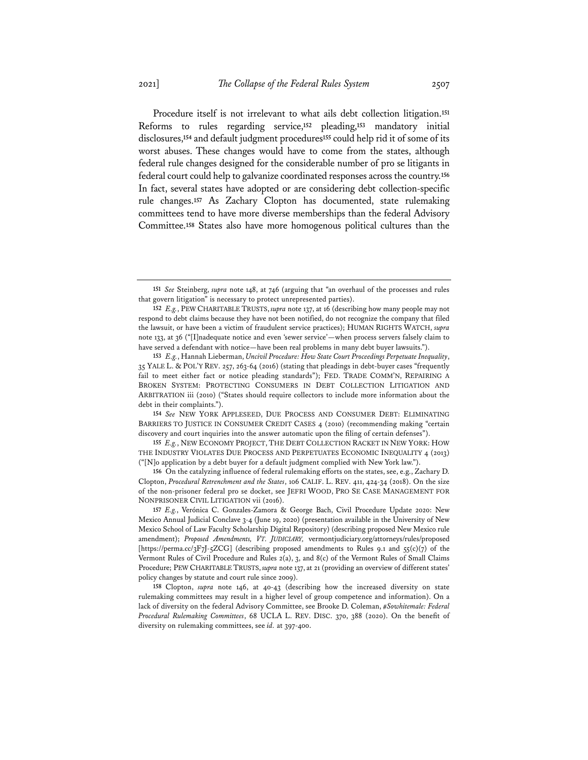Procedure itself is not irrelevant to what ails debt collection litigation.[151] Reforms to rules regarding service,[152] pleading,[153] mandatory initial disclosures,[154] and default judgment procedures[155] could help rid it of some of its worst abuses. These changes would have to come from the states, although federal rule changes designed for the considerable number of pro se litigants in federal court could help to galvanize coordinated responses across the country.[156] In fact, several states have adopted or are considering debt collection-specific rule changes.[157] As Zachary Clopton has documented, state rulemaking committees tend to have more diverse memberships than the federal Advisory Committee.[158] States also have more homogenous political cultures than the

---

[151] *See* Steinberg, *supra* note 148, at 746 (arguing that "an overhaul of the processes and rules that govern litigation" is necessary to protect unrepresented parties).

[152] *E.g.*, PEW CHARITABLE TRUSTS, *supra* note 137, at 16 (describing how many people may not respond to debt claims because they have not been notified, do not recognize the company that filed the lawsuit, or have been a victim of fraudulent service practices); HUMAN RIGHTS WATCH, *supra* note 133, at 36 ("[I]nadequate notice and even 'sewer service'—when process servers falsely claim to have served a defendant with notice—have been real problems in many debt buyer lawsuits.").

[153] *E.g.*, Hannah Lieberman, *Uncivil Procedure: How State Court Proceedings Perpetuate Inequality*, 35 YALE L. & POL'Y REV. 257, 263-64 (2016) (stating that pleadings in debt-buyer cases "frequently fail to meet either fact or notice pleading standards"); FED. TRADE COMM'N, REPAIRING A BROKEN SYSTEM: PROTECTING CONSUMERS IN DEBT COLLECTION LITIGATION AND ARBITRATION iii (2010) ("States should require collectors to include more information about the debt in their complaints.").

[154] *See* NEW YORK APPLESEED, DUE PROCESS AND CONSUMER DEBT: ELIMINATING BARRIERS TO JUSTICE IN CONSUMER CREDIT CASES 4 (2010) (recommending making "certain discovery and court inquiries into the answer automatic upon the filing of certain defenses").

[155] *E.g.*, NEW ECONOMY PROJECT, THE DEBT COLLECTION RACKET IN NEW YORK: HOW THE INDUSTRY VIOLATES DUE PROCESS AND PERPETUATES ECONOMIC INEQUALITY 4 (2013) ("[N]o application by a debt buyer for a default judgment complied with New York law.").

[156] On the catalyzing influence of federal rulemaking efforts on the states, see, e.g., Zachary D. Clopton, *Procedural Retrenchment and the States*, 106 CALIF. L. REV. 411, 424-34 (2018). On the size of the non-prisoner federal pro se docket, see JEFRI WOOD, PRO SE CASE MANAGEMENT FOR NONPRISONER CIVIL LITIGATION vii (2016).

[157] *E.g.*, Verónica C. Gonzales-Zamora & George Bach, Civil Procedure Update 2020: New Mexico Annual Judicial Conclave 3-4 (June 19, 2020) (presentation available in the University of New Mexico School of Law Faculty Scholarship Digital Repository) (describing proposed New Mexico rule amendment); *Proposed Amendments, VT. JUDICIARY,* vermontjudiciary.org/attorneys/rules/proposed [https://perma.cc/3F7J-5ZCG] (describing proposed amendments to Rules 9.1 and 55(c)(7) of the Vermont Rules of Civil Procedure and Rules 2(a), 3, and 8(c) of the Vermont Rules of Small Claims Procedure; PEW CHARITABLE TRUSTS, *supra* note 137, at 21 (providing an overview of different states' policy changes by statute and court rule since 2009).

[158] Clopton, *supra* note 146, at 40-43 (describing how the increased diversity on state rulemaking committees may result in a higher level of group competence and information). On a lack of diversity on the federal Advisory Committee, see Brooke D. Coleman, *#Sowhitemale: Federal Procedural Rulemaking Committees*, 68 UCLA L. REV. DISC. 370, 388 (2020). On the benefit of diversity on rulemaking committees, see *id.* at 397-400.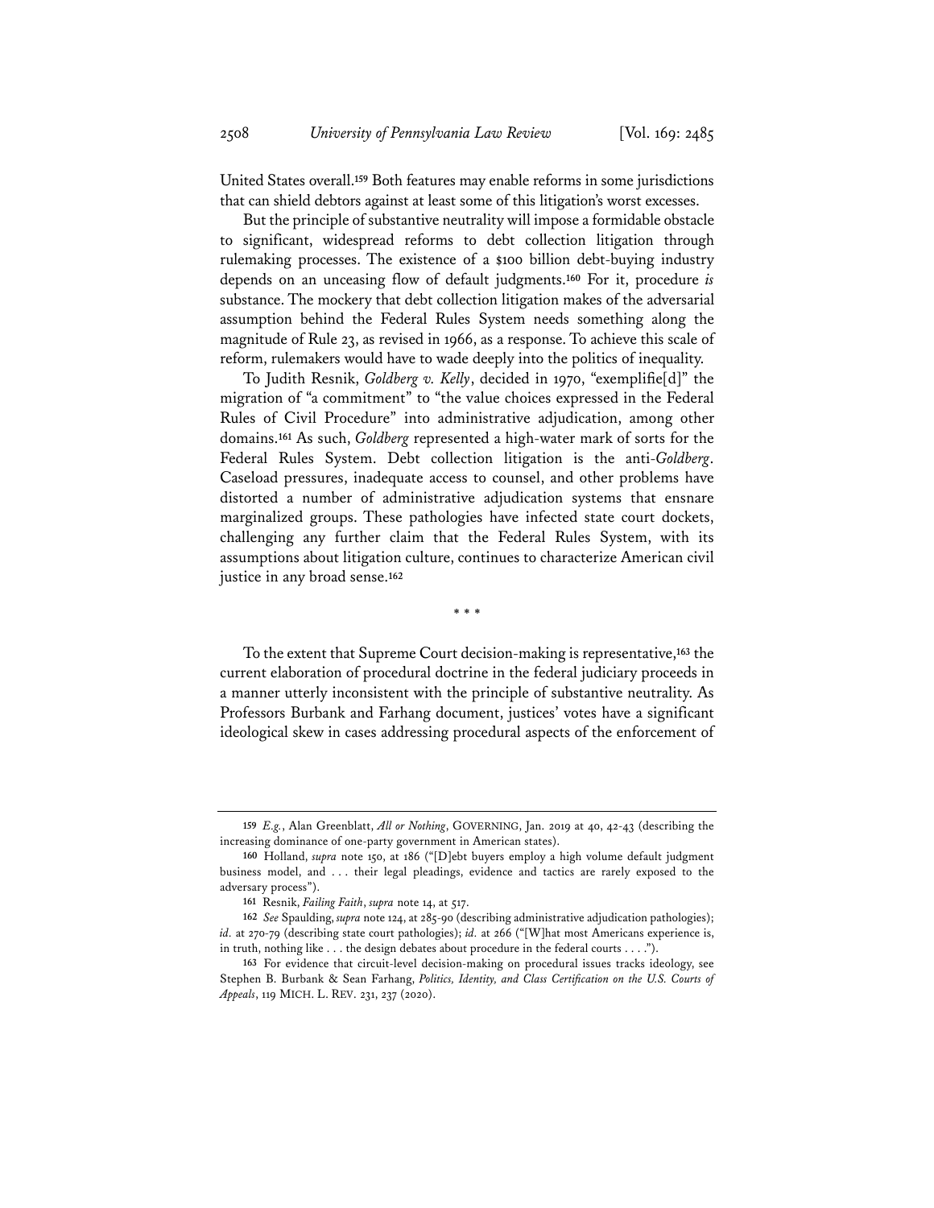United States overall.[159] Both features may enable reforms in some jurisdictions that can shield debtors against at least some of this litigation's worst excesses.

But the principle of substantive neutrality will impose a formidable obstacle to significant, widespread reforms to debt collection litigation through rulemaking processes. The existence of a $100 billion debt-buying industry depends on an unceasing flow of default judgments.[160] For it, procedure *is* substance. The mockery that debt collection litigation makes of the adversarial assumption behind the Federal Rules System needs something along the magnitude of Rule 23, as revised in 1966, as a response. To achieve this scale of reform, rulemakers would have to wade deeply into the politics of inequality.

To Judith Resnik, *Goldberg v. Kelly*, decided in 1970, "exemplifie[d]" the migration of "a commitment" to "the value choices expressed in the Federal Rules of Civil Procedure" into administrative adjudication, among other domains.[161] As such, *Goldberg* represented a high-water mark of sorts for the Federal Rules System. Debt collection litigation is the anti-*Goldberg*. Caseload pressures, inadequate access to counsel, and other problems have distorted a number of administrative adjudication systems that ensnare marginalized groups. These pathologies have infected state court dockets, challenging any further claim that the Federal Rules System, with its assumptions about litigation culture, continues to characterize American civil justice in any broad sense.[162]

\* \* \*

To the extent that Supreme Court decision-making is representative,[163] the current elaboration of procedural doctrine in the federal judiciary proceeds in a manner utterly inconsistent with the principle of substantive neutrality. As Professors Burbank and Farhang document, justices' votes have a significant ideological skew in cases addressing procedural aspects of the enforcement of

---

159 *E.g.*, Alan Greenblatt, *All or Nothing*, GOVERNING, Jan. 2019 at 40, 42-43 (describing the increasing dominance of one-party government in American states).

160 Holland, *supra* note 150, at 186 ("[D]ebt buyers employ a high volume default judgment business model, and . . . their legal pleadings, evidence and tactics are rarely exposed to the adversary process").

161 Resnik, *Failing Faith*, *supra* note 14, at 517.

162 *See* Spaulding, *supra* note 124, at 285-90 (describing administrative adjudication pathologies); *id.* at 270-79 (describing state court pathologies); *id.* at 266 ("[W]hat most Americans experience is, in truth, nothing like . . . the design debates about procedure in the federal courts . . . .").

163 For evidence that circuit-level decision-making on procedural issues tracks ideology, see Stephen B. Burbank & Sean Farhang, *Politics, Identity, and Class Certification on the U.S. Courts of Appeals*, 119 MICH. L. REV. 231, 237 (2020).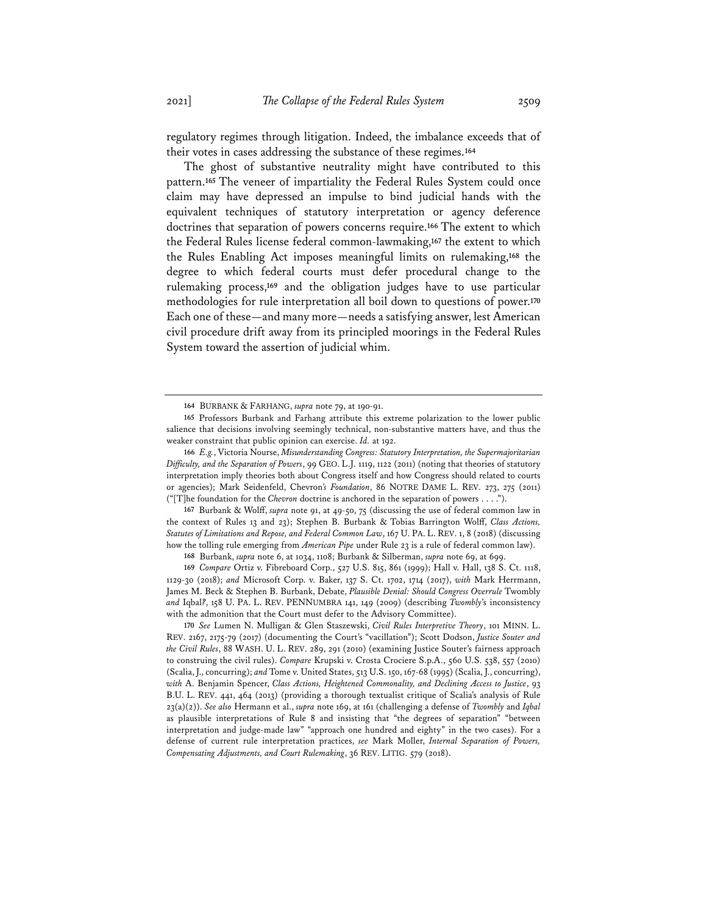regulatory regimes through litigation. Indeed, the imbalance exceeds that of their votes in cases addressing the substance of these regimes.[164]

The ghost of substantive neutrality might have contributed to this pattern.[165] The veneer of impartiality the Federal Rules System could once claim may have depressed an impulse to bind judicial hands with the equivalent techniques of statutory interpretation or agency deference doctrines that separation of powers concerns require.[166] The extent to which the Federal Rules license federal common-lawmaking,[167] the extent to which the Rules Enabling Act imposes meaningful limits on rulemaking,[168] the degree to which federal courts must defer procedural change to the rulemaking process,[169] and the obligation judges have to use particular methodologies for rule interpretation all boil down to questions of power.[170] Each one of these—and many more—needs a satisfying answer, lest American civil procedure drift away from its principled moorings in the Federal Rules System toward the assertion of judicial whim.

---

[164] BURBANK & FARHANG, *supra* note 79, at 190-91.

[165] Professors Burbank and Farhang attribute this extreme polarization to the lower public salience that decisions involving seemingly technical, non-substantive matters have, and thus the weaker constraint that public opinion can exercise. *Id.* at 192.

[166] *E.g.*, Victoria Nourse, *Misunderstanding Congress: Statutory Interpretation, the Supermajoritarian Difficulty, and the Separation of Powers*, 99 GEO. L.J. 1119, 1122 (2011) (noting that theories of statutory interpretation imply theories both about Congress itself and how Congress should related to courts or agencies); Mark Seidenfeld, Chevron*'s Foundation*, 86 NOTRE DAME L. REV. 273, 275 (2011) ("[T]he foundation for the *Chevron* doctrine is anchored in the separation of powers . . . .").

[167] Burbank & Wolff, *supra* note 91, at 49-50, 75 (discussing the use of federal common law in the context of Rules 13 and 23); Stephen B. Burbank & Tobias Barrington Wolff, *Class Actions, Statutes of Limitations and Repose, and Federal Common Law*, 167 U. PA. L. REV. 1, 8 (2018) (discussing how the tolling rule emerging from *American Pipe* under Rule 23 is a rule of federal common law).

[168] Burbank, *supra* note 6, at 1034, 1108; Burbank & Silberman, *supra* note 69, at 699.

[169] *Compare* Ortiz v. Fibreboard Corp., 527 U.S. 815, 861 (1999); Hall v. Hall, 138 S. Ct. 1118, 1129-30 (2018); *and* Microsoft Corp. v. Baker, 137 S. Ct. 1702, 1714 (2017), *with* Mark Herrmann, James M. Beck & Stephen B. Burbank, Debate, *Plausible Denial: Should Congress Overrule* Twombly *and* Iqbal*?*, 158 U. PA. L. REV. PENNUMBRA 141, 149 (2009) (describing *Twombly*'s inconsistency with the admonition that the Court must defer to the Advisory Committee).

[170] *See* Lumen N. Mulligan & Glen Staszewski, *Civil Rules Interpretive Theory*, 101 MINN. L. REV. 2167, 2175-79 (2017) (documenting the Court's "vacillation"); Scott Dodson, *Justice Souter and the Civil Rules*, 88 WASH. U. L. REV. 289, 291 (2010) (examining Justice Souter's fairness approach to construing the civil rules). *Compare* Krupski v. Crosta Crociere S.p.A., 560 U.S. 538, 557 (2010) (Scalia, J., concurring); *and* Tome v. United States, 513 U.S. 150, 167-68 (1995) (Scalia, J., concurring), *with* A. Benjamin Spencer, *Class Actions, Heightened Commonality, and Declining Access to Justice*, 93 B.U. L. REV. 441, 464 (2013) (providing a thorough textualist critique of Scalia's analysis of Rule 23(a)(2)). *See also* Hermann et al., *supra* note 169, at 161 (challenging a defense of *Twombly* and *Iqbal* as plausible interpretations of Rule 8 and insisting that "the degrees of separation" "between interpretation and judge-made law" "approach one hundred and eighty" in the two cases). For a defense of current rule interpretation practices, *see* Mark Moller, *Internal Separation of Powers, Compensating Adjustments, and Court Rulemaking*, 36 REV. LITIG. 579 (2018).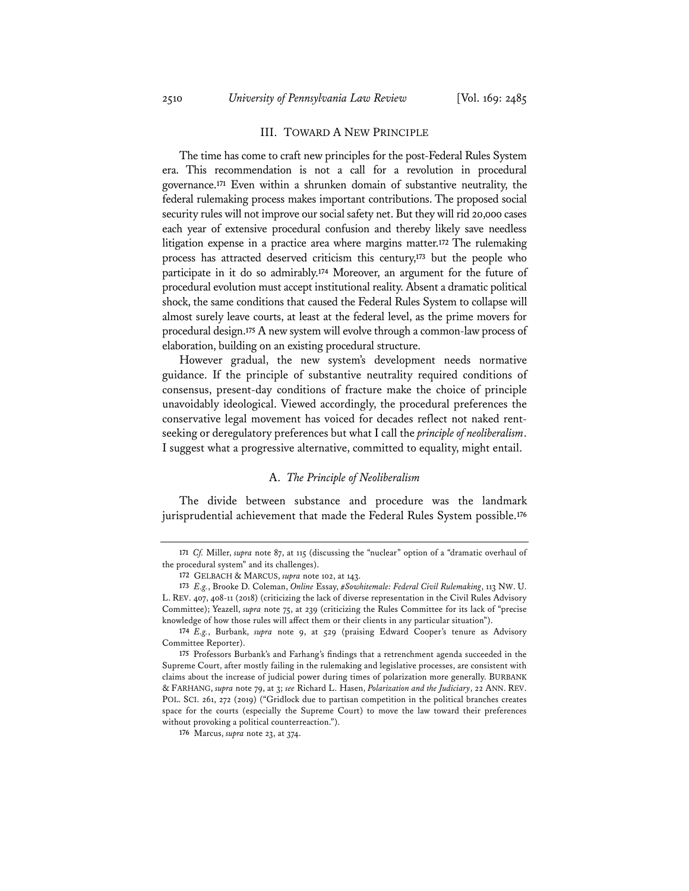## III. TOWARD A NEW PRINCIPLE

The time has come to craft new principles for the post-Federal Rules System era. This recommendation is not a call for a revolution in procedural governance.[171] Even within a shrunken domain of substantive neutrality, the federal rulemaking process makes important contributions. The proposed social security rules will not improve our social safety net. But they will rid 20,000 cases each year of extensive procedural confusion and thereby likely save needless litigation expense in a practice area where margins matter.[172] The rulemaking process has attracted deserved criticism this century,[173] but the people who participate in it do so admirably.[174] Moreover, an argument for the future of procedural evolution must accept institutional reality. Absent a dramatic political shock, the same conditions that caused the Federal Rules System to collapse will almost surely leave courts, at least at the federal level, as the prime movers for procedural design.[175] A new system will evolve through a common-law process of elaboration, building on an existing procedural structure.

However gradual, the new system's development needs normative guidance. If the principle of substantive neutrality required conditions of consensus, present-day conditions of fracture make the choice of principle unavoidably ideological. Viewed accordingly, the procedural preferences the conservative legal movement has voiced for decades reflect not naked rent-seeking or deregulatory preferences but what I call the *principle of neoliberalism*. I suggest what a progressive alternative, committed to equality, might entail.

### A. *The Principle of Neoliberalism*

The divide between substance and procedure was the landmark jurisprudential achievement that made the Federal Rules System possible.[176]

---

171 *Cf.* Miller, *supra* note 87, at 115 (discussing the "nuclear" option of a "dramatic overhaul of the procedural system" and its challenges).

172 GELBACH & MARCUS, *supra* note 102, at 143.

173 *E.g.*, Brooke D. Coleman, *Online* Essay, *#Sowhitemale: Federal Civil Rulemaking*, 113 NW. U. L. REV. 407, 408-11 (2018) (criticizing the lack of diverse representation in the Civil Rules Advisory Committee); Yeazell, *supra* note 75, at 239 (criticizing the Rules Committee for its lack of "precise knowledge of how those rules will affect them or their clients in any particular situation").

174 *E.g.*, Burbank, *supra* note 9, at 529 (praising Edward Cooper's tenure as Advisory Committee Reporter).

175 Professors Burbank's and Farhang's findings that a retrenchment agenda succeeded in the Supreme Court, after mostly failing in the rulemaking and legislative processes, are consistent with claims about the increase of judicial power during times of polarization more generally. BURBANK & FARHANG, *supra* note 79, at 3; *see* Richard L. Hasen, *Polarization and the Judiciary*, 22 ANN. REV. POL. SCI. 261, 272 (2019) ("Gridlock due to partisan competition in the political branches creates space for the courts (especially the Supreme Court) to move the law toward their preferences without provoking a political counterreaction.").

176 Marcus, *supra* note 23, at 374.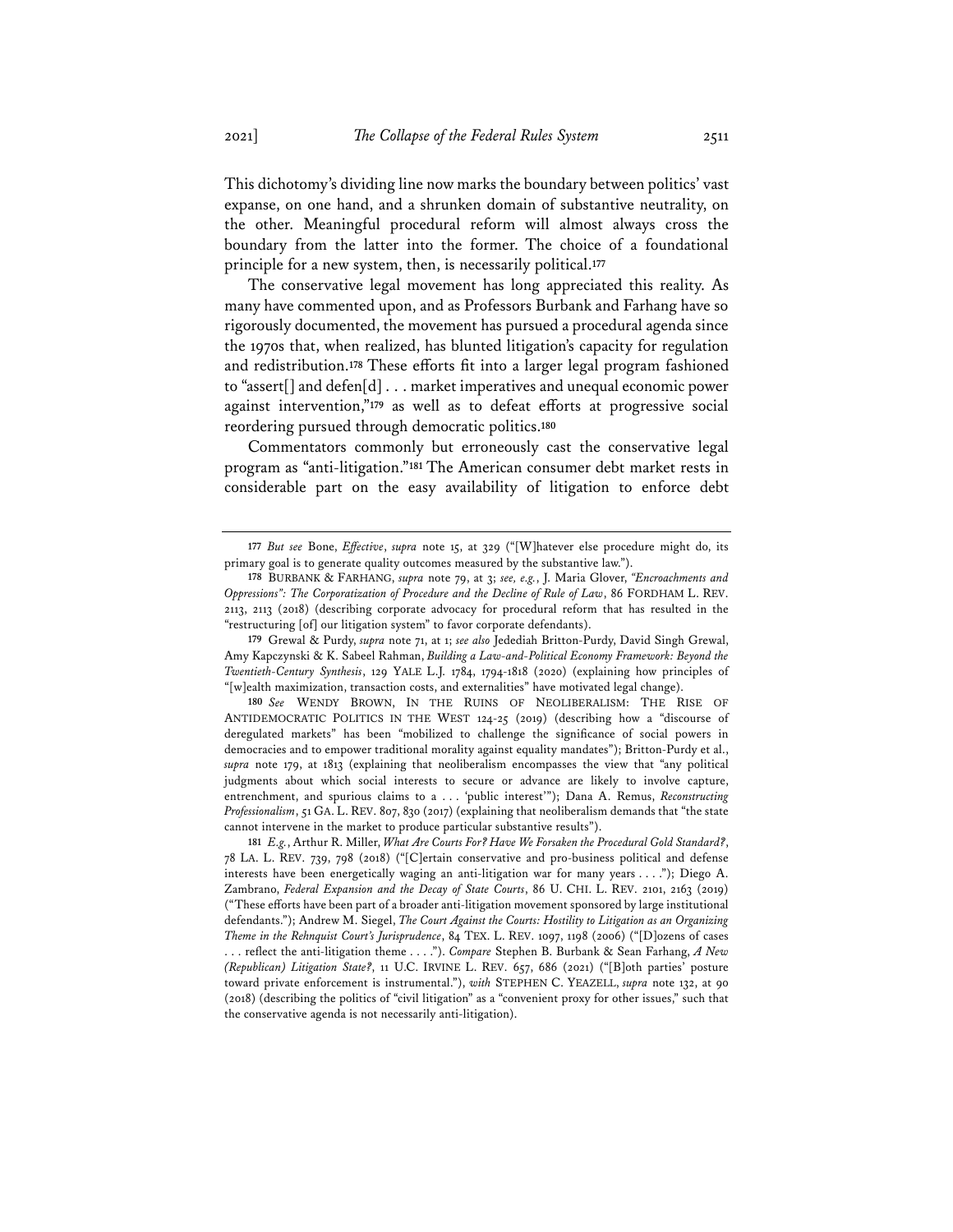This dichotomy's dividing line now marks the boundary between politics' vast expanse, on one hand, and a shrunken domain of substantive neutrality, on the other. Meaningful procedural reform will almost always cross the boundary from the latter into the former. The choice of a foundational principle for a new system, then, is necessarily political.[177]

The conservative legal movement has long appreciated this reality. As many have commented upon, and as Professors Burbank and Farhang have so rigorously documented, the movement has pursued a procedural agenda since the 1970s that, when realized, has blunted litigation's capacity for regulation and redistribution.[178] These efforts fit into a larger legal program fashioned to "assert[] and defen[d] . . . market imperatives and unequal economic power against intervention,"[179] as well as to defeat efforts at progressive social reordering pursued through democratic politics.[180]

Commentators commonly but erroneously cast the conservative legal program as "anti-litigation."[181] The American consumer debt market rests in considerable part on the easy availability of litigation to enforce debt

---

177 *But see* Bone, *Effective*, *supra* note 15, at 329 ("[W]hatever else procedure might do, its primary goal is to generate quality outcomes measured by the substantive law.").

178 BURBANK & FARHANG, *supra* note 79, at 3; *see, e.g.*, J. Maria Glover, *"Encroachments and Oppressions": The Corporatization of Procedure and the Decline of Rule of Law*, 86 FORDHAM L. REV. 2113, 2113 (2018) (describing corporate advocacy for procedural reform that has resulted in the "restructuring [of] our litigation system" to favor corporate defendants).

179 Grewal & Purdy, *supra* note 71, at 1; *see also* Jedediah Britton-Purdy, David Singh Grewal, Amy Kapczynski & K. Sabeel Rahman, *Building a Law-and-Political Economy Framework: Beyond the Twentieth-Century Synthesis*, 129 YALE L.J. 1784, 1794-1818 (2020) (explaining how principles of "[w]ealth maximization, transaction costs, and externalities" have motivated legal change).

180 *See* WENDY BROWN, IN THE RUINS OF NEOLIBERALISM: THE RISE OF ANTIDEMOCRATIC POLITICS IN THE WEST 124-25 (2019) (describing how a "discourse of deregulated markets" has been "mobilized to challenge the significance of social powers in democracies and to empower traditional morality against equality mandates"); Britton-Purdy et al., *supra* note 179, at 1813 (explaining that neoliberalism encompasses the view that "any political judgments about which social interests to secure or advance are likely to involve capture, entrenchment, and spurious claims to a . . . 'public interest'"); Dana A. Remus, *Reconstructing Professionalism*, 51 GA. L. REV. 807, 830 (2017) (explaining that neoliberalism demands that "the state cannot intervene in the market to produce particular substantive results").

181 *E.g.*, Arthur R. Miller, *What Are Courts For? Have We Forsaken the Procedural Gold Standard?*, 78 LA. L. REV. 739, 798 (2018) ("[C]ertain conservative and pro-business political and defense interests have been energetically waging an anti-litigation war for many years . . . ."); Diego A. Zambrano, *Federal Expansion and the Decay of State Courts*, 86 U. CHI. L. REV. 2101, 2163 (2019) ("These efforts have been part of a broader anti-litigation movement sponsored by large institutional defendants."); Andrew M. Siegel, *The Court Against the Courts: Hostility to Litigation as an Organizing Theme in the Rehnquist Court's Jurisprudence*, 84 TEX. L. REV. 1097, 1198 (2006) ("[D]ozens of cases . . . reflect the anti-litigation theme . . . ."). *Compare* Stephen B. Burbank & Sean Farhang, *A New (Republican) Litigation State?*, 11 U.C. IRVINE L. REV. 657, 686 (2021) ("[B]oth parties' posture toward private enforcement is instrumental."), *with* STEPHEN C. YEAZELL, *supra* note 132, at 90 (2018) (describing the politics of "civil litigation" as a "convenient proxy for other issues," such that the conservative agenda is not necessarily anti-litigation).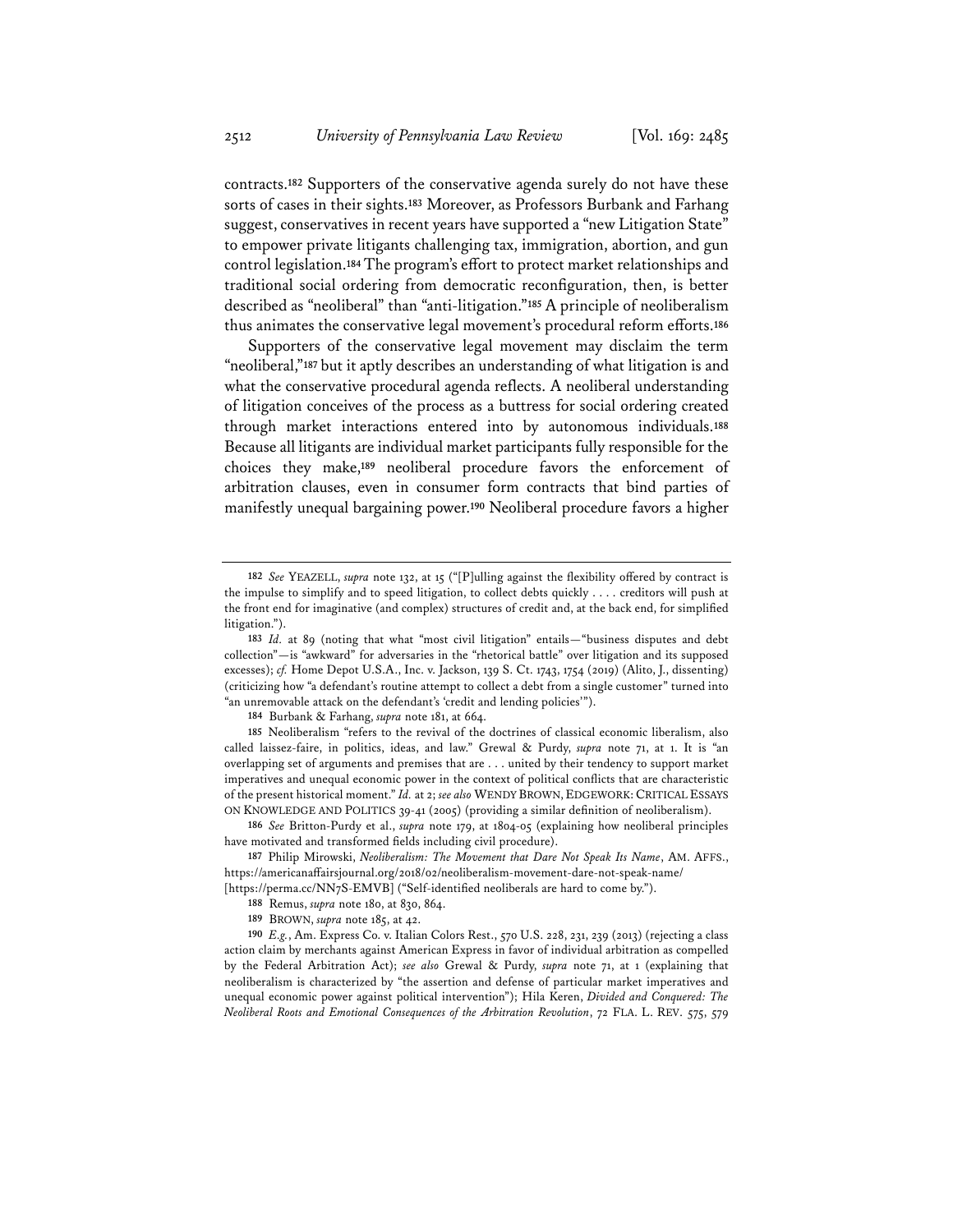contracts.[182] Supporters of the conservative agenda surely do not have these sorts of cases in their sights.[183] Moreover, as Professors Burbank and Farhang suggest, conservatives in recent years have supported a "new Litigation State" to empower private litigants challenging tax, immigration, abortion, and gun control legislation.[184] The program's effort to protect market relationships and traditional social ordering from democratic reconfiguration, then, is better described as "neoliberal" than "anti-litigation."[185] A principle of neoliberalism thus animates the conservative legal movement's procedural reform efforts.[186]

Supporters of the conservative legal movement may disclaim the term "neoliberal,"[187] but it aptly describes an understanding of what litigation is and what the conservative procedural agenda reflects. A neoliberal understanding of litigation conceives of the process as a buttress for social ordering created through market interactions entered into by autonomous individuals.[188] Because all litigants are individual market participants fully responsible for the choices they make,[189] neoliberal procedure favors the enforcement of arbitration clauses, even in consumer form contracts that bind parties of manifestly unequal bargaining power.[190] Neoliberal procedure favors a higher

---

182 *See* YEAZELL, *supra* note 132, at 15 ("[P]ulling against the flexibility offered by contract is the impulse to simplify and to speed litigation, to collect debts quickly . . . . creditors will push at the front end for imaginative (and complex) structures of credit and, at the back end, for simplified litigation.").

183 *Id.* at 89 (noting that what "most civil litigation" entails—"business disputes and debt collection"—is "awkward" for adversaries in the "rhetorical battle" over litigation and its supposed excesses); *cf.* Home Depot U.S.A., Inc. v. Jackson, 139 S. Ct. 1743, 1754 (2019) (Alito, J., dissenting) (criticizing how "a defendant's routine attempt to collect a debt from a single customer" turned into "an unremovable attack on the defendant's 'credit and lending policies'").

184 Burbank & Farhang, *supra* note 181, at 664.

185 Neoliberalism "refers to the revival of the doctrines of classical economic liberalism, also called laissez-faire, in politics, ideas, and law." Grewal & Purdy, *supra* note 71, at 1. It is "an overlapping set of arguments and premises that are . . . united by their tendency to support market imperatives and unequal economic power in the context of political conflicts that are characteristic of the present historical moment." *Id.* at 2; *see also* WENDY BROWN, EDGEWORK: CRITICAL ESSAYS ON KNOWLEDGE AND POLITICS 39-41 (2005) (providing a similar definition of neoliberalism).

186 *See* Britton-Purdy et al., *supra* note 179, at 1804-05 (explaining how neoliberal principles have motivated and transformed fields including civil procedure).

187 Philip Mirowski, *Neoliberalism: The Movement that Dare Not Speak Its Name*, AM. AFFS., https://americanaffairsjournal.org/2018/02/neoliberalism-movement-dare-not-speak-name/ [https://perma.cc/NN7S-EMVB] ("Self-identified neoliberals are hard to come by.").

188 Remus, *supra* note 180, at 830, 864.

189 BROWN, *supra* note 185, at 42.

190 *E.g.*, Am. Express Co. v. Italian Colors Rest., 570 U.S. 228, 231, 239 (2013) (rejecting a class action claim by merchants against American Express in favor of individual arbitration as compelled by the Federal Arbitration Act); *see also* Grewal & Purdy, *supra* note 71, at 1 (explaining that neoliberalism is characterized by "the assertion and defense of particular market imperatives and unequal economic power against political intervention"); Hila Keren, *Divided and Conquered: The Neoliberal Roots and Emotional Consequences of the Arbitration Revolution*, 72 FLA. L. REV. 575, 579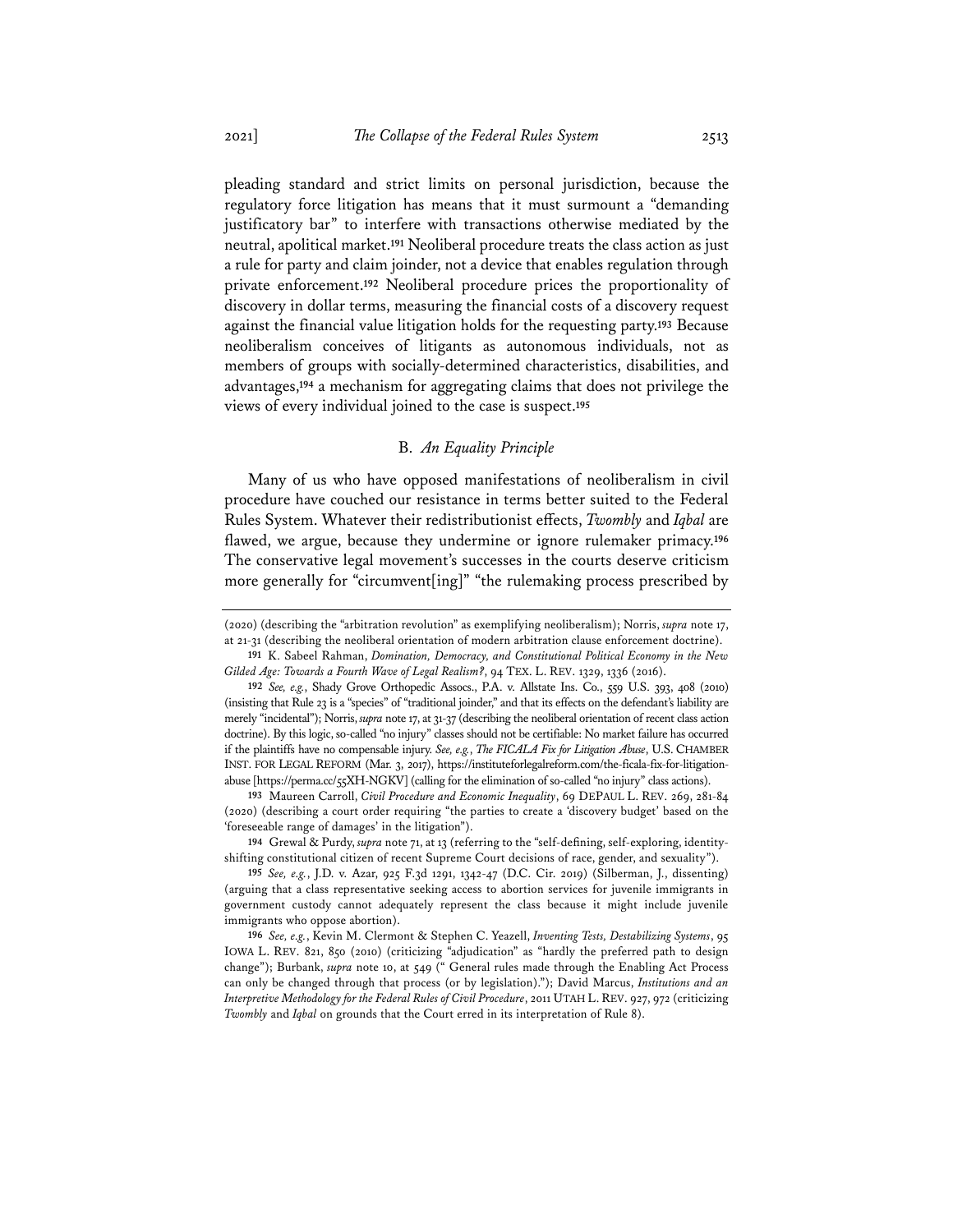pleading standard and strict limits on personal jurisdiction, because the regulatory force litigation has means that it must surmount a "demanding justificatory bar" to interfere with transactions otherwise mediated by the neutral, apolitical market.[191] Neoliberal procedure treats the class action as just a rule for party and claim joinder, not a device that enables regulation through private enforcement.[192] Neoliberal procedure prices the proportionality of discovery in dollar terms, measuring the financial costs of a discovery request against the financial value litigation holds for the requesting party.[193] Because neoliberalism conceives of litigants as autonomous individuals, not as members of groups with socially-determined characteristics, disabilities, and advantages,[194] a mechanism for aggregating claims that does not privilege the views of every individual joined to the case is suspect.[195]

### B. *An Equality Principle*

Many of us who have opposed manifestations of neoliberalism in civil procedure have couched our resistance in terms better suited to the Federal Rules System. Whatever their redistributionist effects, *Twombly* and *Iqbal* are flawed, we argue, because they undermine or ignore rulemaker primacy.[196] The conservative legal movement's successes in the courts deserve criticism more generally for "circumvent[ing]" "the rulemaking process prescribed by

---

(2020) (describing the "arbitration revolution" as exemplifying neoliberalism); Norris, *supra* note 17, at 21-31 (describing the neoliberal orientation of modern arbitration clause enforcement doctrine).

191 K. Sabeel Rahman, *Domination, Democracy, and Constitutional Political Economy in the New Gilded Age: Towards a Fourth Wave of Legal Realism?*, 94 TEX. L. REV. 1329, 1336 (2016).

192 *See, e.g.*, Shady Grove Orthopedic Assocs., P.A. v. Allstate Ins. Co., 559 U.S. 393, 408 (2010) (insisting that Rule 23 is a "species" of "traditional joinder," and that its effects on the defendant's liability are merely "incidental"); Norris, *supra* note 17, at 31-37 (describing the neoliberal orientation of recent class action doctrine). By this logic, so-called "no injury" classes should not be certifiable: No market failure has occurred if the plaintiffs have no compensable injury. *See, e.g.*, *The FICALA Fix for Litigation Abuse*, U.S. CHAMBER INST. FOR LEGAL REFORM (Mar. 3, 2017), https://instituteforlegalreform.com/the-ficala-fix-for-litigation-abuse [https://perma.cc/55XH-NGKV] (calling for the elimination of so-called "no injury" class actions).

193 Maureen Carroll, *Civil Procedure and Economic Inequality*, 69 DEPAUL L. REV. 269, 281-84 (2020) (describing a court order requiring "the parties to create a 'discovery budget' based on the 'foreseeable range of damages' in the litigation").

194 Grewal & Purdy, *supra* note 71, at 13 (referring to the "self-defining, self-exploring, identity-shifting constitutional citizen of recent Supreme Court decisions of race, gender, and sexuality").

195 *See, e.g.*, J.D. v. Azar, 925 F.3d 1291, 1342-47 (D.C. Cir. 2019) (Silberman, J., dissenting) (arguing that a class representative seeking access to abortion services for juvenile immigrants in government custody cannot adequately represent the class because it might include juvenile immigrants who oppose abortion).

196 *See, e.g.*, Kevin M. Clermont & Stephen C. Yeazell, *Inventing Tests, Destabilizing Systems*, 95 IOWA L. REV. 821, 850 (2010) (criticizing "adjudication" as "hardly the preferred path to design change"); Burbank, *supra* note 10, at 549 (" General rules made through the Enabling Act Process can only be changed through that process (or by legislation)."); David Marcus, *Institutions and an Interpretive Methodology for the Federal Rules of Civil Procedure*, 2011 UTAH L. REV. 927, 972 (criticizing *Twombly* and *Iqbal* on grounds that the Court erred in its interpretation of Rule 8).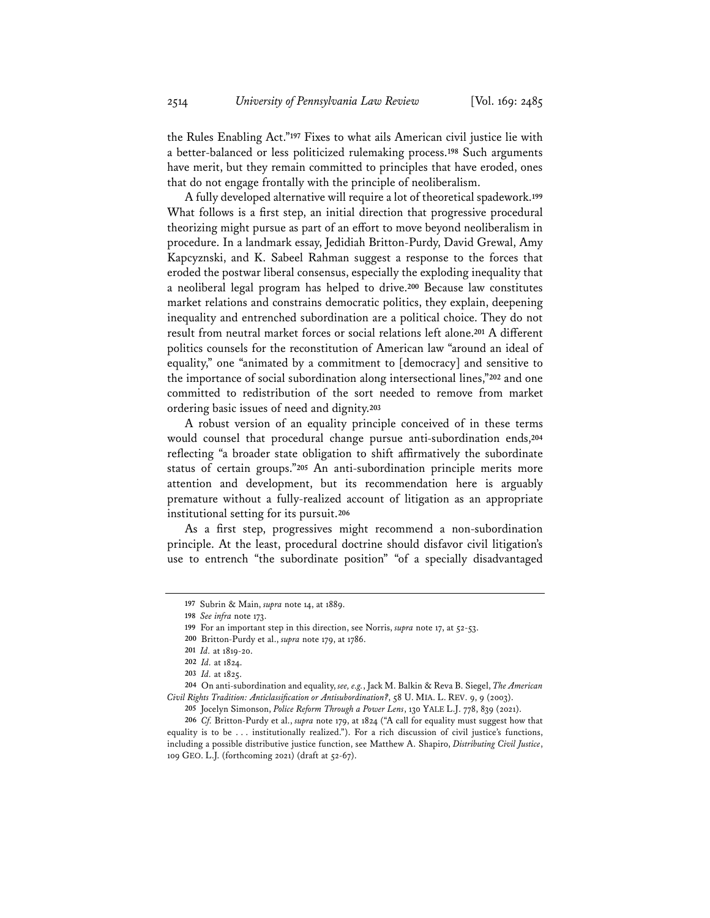the Rules Enabling Act."[197] Fixes to what ails American civil justice lie with a better-balanced or less politicized rulemaking process.[198] Such arguments have merit, but they remain committed to principles that have eroded, ones that do not engage frontally with the principle of neoliberalism.

A fully developed alternative will require a lot of theoretical spadework.[199] What follows is a first step, an initial direction that progressive procedural theorizing might pursue as part of an effort to move beyond neoliberalism in procedure. In a landmark essay, Jedidiah Britton-Purdy, David Grewal, Amy Kapczynski, and K. Sabeel Rahman suggest a response to the forces that eroded the postwar liberal consensus, especially the exploding inequality that a neoliberal legal program has helped to drive.[200] Because law constitutes market relations and constrains democratic politics, they explain, deepening inequality and entrenched subordination are a political choice. They do not result from neutral market forces or social relations left alone.[201] A different politics counsels for the reconstitution of American law "around an ideal of equality," one "animated by a commitment to [democracy] and sensitive to the importance of social subordination along intersectional lines,"[202] and one committed to redistribution of the sort needed to remove from market ordering basic issues of need and dignity.[203]

A robust version of an equality principle conceived of in these terms would counsel that procedural change pursue anti-subordination ends,[204] reflecting "a broader state obligation to shift affirmatively the subordinate status of certain groups."[205] An anti-subordination principle merits more attention and development, but its recommendation here is arguably premature without a fully-realized account of litigation as an appropriate institutional setting for its pursuit.[206]

As a first step, progressives might recommend a non-subordination principle. At the least, procedural doctrine should disfavor civil litigation's use to entrench "the subordinate position" "of a specially disadvantaged

---

197 Subrin & Main, *supra* note 14, at 1889.

198 *See infra* note 173.

199 For an important step in this direction, see Norris, *supra* note 17, at 52-53.

200 Britton-Purdy et al., *supra* note 179, at 1786.

201 *Id.* at 1819-20.

202 *Id.* at 1824.

203 *Id.* at 1825.

204 On anti-subordination and equality, *see, e.g.*, Jack M. Balkin & Reva B. Siegel, *The American Civil Rights Tradition: Anticlassification or Antisubordination?*, 58 U. MIA. L. REV. 9, 9 (2003).

205 Jocelyn Simonson, *Police Reform Through a Power Lens*, 130 YALE L.J. 778, 839 (2021).

206 *Cf.* Britton-Purdy et al., *supra* note 179, at 1824 ("A call for equality must suggest how that equality is to be . . . institutionally realized."). For a rich discussion of civil justice's functions, including a possible distributive justice function, see Matthew A. Shapiro, *Distributing Civil Justice*, 109 GEO. L.J. (forthcoming 2021) (draft at 52-67).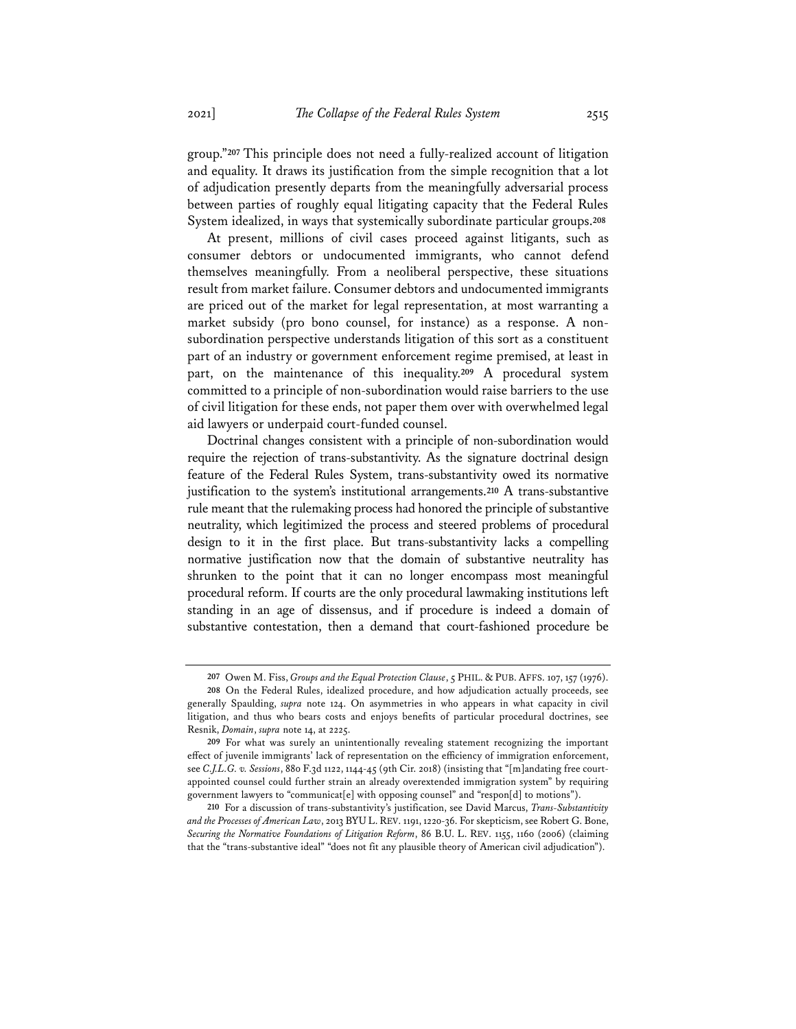group."[207] This principle does not need a fully-realized account of litigation and equality. It draws its justification from the simple recognition that a lot of adjudication presently departs from the meaningfully adversarial process between parties of roughly equal litigating capacity that the Federal Rules System idealized, in ways that systemically subordinate particular groups.[208]

At present, millions of civil cases proceed against litigants, such as consumer debtors or undocumented immigrants, who cannot defend themselves meaningfully. From a neoliberal perspective, these situations result from market failure. Consumer debtors and undocumented immigrants are priced out of the market for legal representation, at most warranting a market subsidy (pro bono counsel, for instance) as a response. A non-subordination perspective understands litigation of this sort as a constituent part of an industry or government enforcement regime premised, at least in part, on the maintenance of this inequality.[209] A procedural system committed to a principle of non-subordination would raise barriers to the use of civil litigation for these ends, not paper them over with overwhelmed legal aid lawyers or underpaid court-funded counsel.

Doctrinal changes consistent with a principle of non-subordination would require the rejection of trans-substantivity. As the signature doctrinal design feature of the Federal Rules System, trans-substantivity owed its normative justification to the system's institutional arrangements.[210] A trans-substantive rule meant that the rulemaking process had honored the principle of substantive neutrality, which legitimized the process and steered problems of procedural design to it in the first place. But trans-substantivity lacks a compelling normative justification now that the domain of substantive neutrality has shrunken to the point that it can no longer encompass most meaningful procedural reform. If courts are the only procedural lawmaking institutions left standing in an age of dissensus, and if procedure is indeed a domain of substantive contestation, then a demand that court-fashioned procedure be

---

**207** Owen M. Fiss, *Groups and the Equal Protection Clause*, 5 PHIL. & PUB. AFFS. 107, 157 (1976).

**208** On the Federal Rules, idealized procedure, and how adjudication actually proceeds, see generally Spaulding, *supra* note 124. On asymmetries in who appears in what capacity in civil litigation, and thus who bears costs and enjoys benefits of particular procedural doctrines, see Resnik, *Domain*, *supra* note 14, at 2225.

**209** For what was surely an unintentionally revealing statement recognizing the important effect of juvenile immigrants' lack of representation on the efficiency of immigration enforcement, see *C.J.L.G. v. Sessions*, 880 F.3d 1122, 1144-45 (9th Cir. 2018) (insisting that "[m]andating free court-appointed counsel could further strain an already overextended immigration system" by requiring government lawyers to "communicat[e] with opposing counsel" and "respon[d] to motions").

**210** For a discussion of trans-substantivity's justification, see David Marcus, *Trans-Substantivity and the Processes of American Law*, 2013 BYU L. REV. 1191, 1220-36. For skepticism, see Robert G. Bone, *Securing the Normative Foundations of Litigation Reform*, 86 B.U. L. REV. 1155, 1160 (2006) (claiming that the "trans-substantive ideal" "does not fit any plausible theory of American civil adjudication").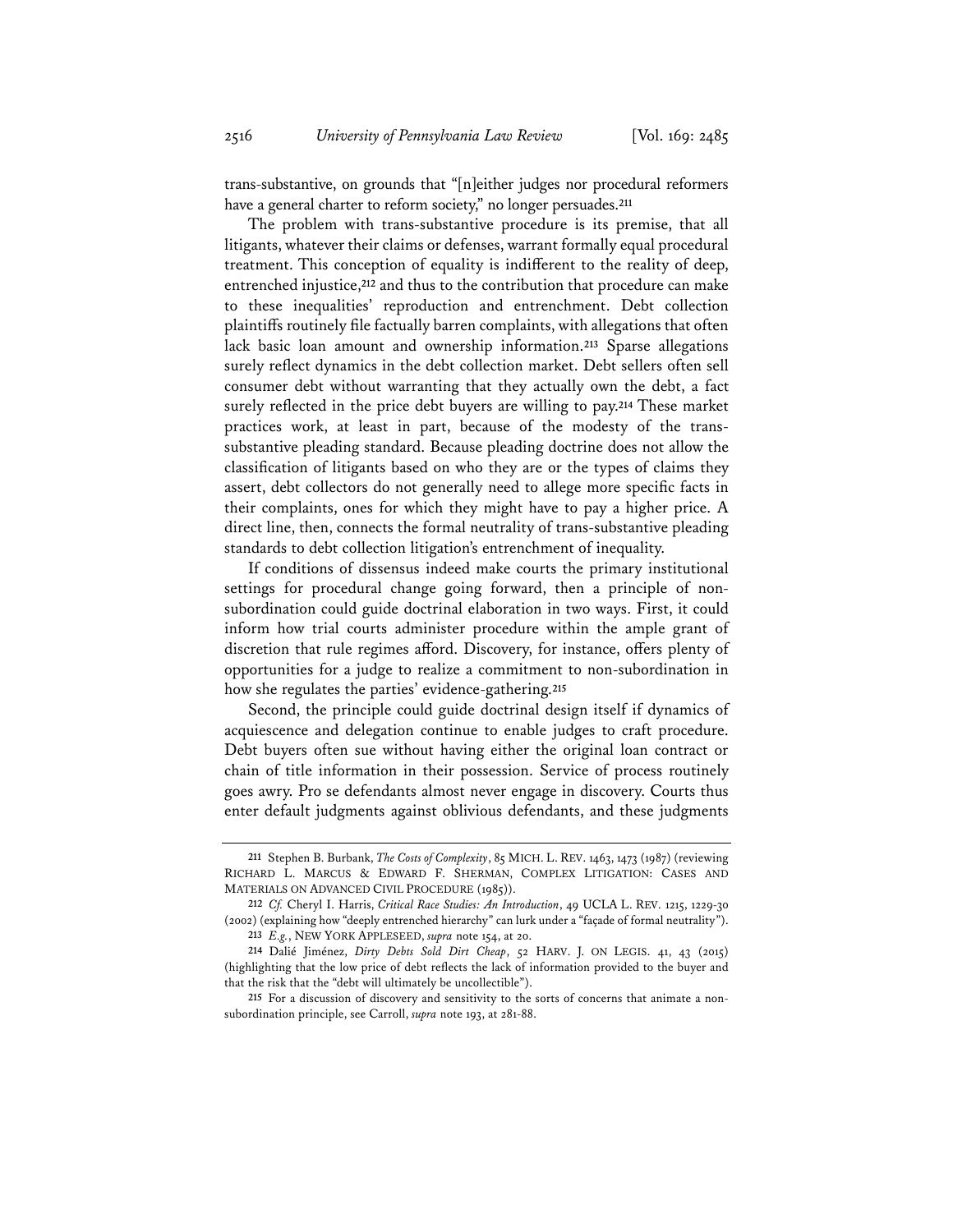trans-substantive, on grounds that "[n]either judges nor procedural reformers have a general charter to reform society," no longer persuades.[211]

The problem with trans-substantive procedure is its premise, that all litigants, whatever their claims or defenses, warrant formally equal procedural treatment. This conception of equality is indifferent to the reality of deep, entrenched injustice,[212] and thus to the contribution that procedure can make to these inequalities' reproduction and entrenchment. Debt collection plaintiffs routinely file factually barren complaints, with allegations that often lack basic loan amount and ownership information.[213] Sparse allegations surely reflect dynamics in the debt collection market. Debt sellers often sell consumer debt without warranting that they actually own the debt, a fact surely reflected in the price debt buyers are willing to pay.[214] These market practices work, at least in part, because of the modesty of the trans-substantive pleading standard. Because pleading doctrine does not allow the classification of litigants based on who they are or the types of claims they assert, debt collectors do not generally need to allege more specific facts in their complaints, ones for which they might have to pay a higher price. A direct line, then, connects the formal neutrality of trans-substantive pleading standards to debt collection litigation's entrenchment of inequality.

If conditions of dissensus indeed make courts the primary institutional settings for procedural change going forward, then a principle of non-subordination could guide doctrinal elaboration in two ways. First, it could inform how trial courts administer procedure within the ample grant of discretion that rule regimes afford. Discovery, for instance, offers plenty of opportunities for a judge to realize a commitment to non-subordination in how she regulates the parties' evidence-gathering.[215]

Second, the principle could guide doctrinal design itself if dynamics of acquiescence and delegation continue to enable judges to craft procedure. Debt buyers often sue without having either the original loan contract or chain of title information in their possession. Service of process routinely goes awry. Pro se defendants almost never engage in discovery. Courts thus enter default judgments against oblivious defendants, and these judgments

---

211 Stephen B. Burbank, *The Costs of Complexity*, 85 MICH. L. REV. 1463, 1473 (1987) (reviewing RICHARD L. MARCUS & EDWARD F. SHERMAN, COMPLEX LITIGATION: CASES AND MATERIALS ON ADVANCED CIVIL PROCEDURE (1985)).

212 *Cf.* Cheryl I. Harris, *Critical Race Studies: An Introduction*, 49 UCLA L. REV. 1215, 1229-30 (2002) (explaining how "deeply entrenched hierarchy" can lurk under a "façade of formal neutrality").

213 *E.g.*, NEW YORK APPLESEED, *supra* note 154, at 20.

214 Dalié Jiménez, *Dirty Debts Sold Dirt Cheap*, 52 HARV. J. ON LEGIS. 41, 43 (2015) (highlighting that the low price of debt reflects the lack of information provided to the buyer and that the risk that the "debt will ultimately be uncollectible").

215 For a discussion of discovery and sensitivity to the sorts of concerns that animate a non-subordination principle, see Carroll, *supra* note 193, at 281-88.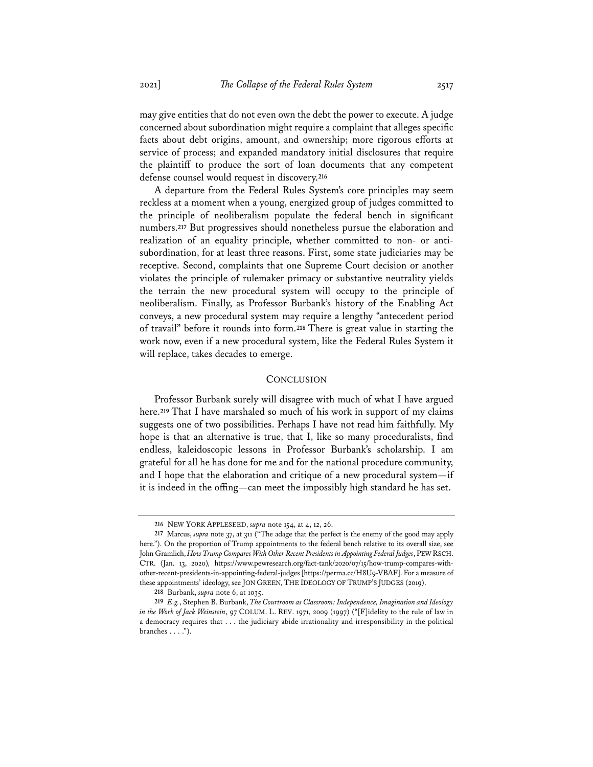may give entities that do not even own the debt the power to execute. A judge concerned about subordination might require a complaint that alleges specific facts about debt origins, amount, and ownership; more rigorous efforts at service of process; and expanded mandatory initial disclosures that require the plaintiff to produce the sort of loan documents that any competent defense counsel would request in discovery.[216]

A departure from the Federal Rules System's core principles may seem reckless at a moment when a young, energized group of judges committed to the principle of neoliberalism populate the federal bench in significant numbers.[217] But progressives should nonetheless pursue the elaboration and realization of an equality principle, whether committed to non- or anti-subordination, for at least three reasons. First, some state judiciaries may be receptive. Second, complaints that one Supreme Court decision or another violates the principle of rulemaker primacy or substantive neutrality yields the terrain the new procedural system will occupy to the principle of neoliberalism. Finally, as Professor Burbank's history of the Enabling Act conveys, a new procedural system may require a lengthy "antecedent period of travail" before it rounds into form.[218] There is great value in starting the work now, even if a new procedural system, like the Federal Rules System it will replace, takes decades to emerge.

## CONCLUSION

Professor Burbank surely will disagree with much of what I have argued here.[219] That I have marshaled so much of his work in support of my claims suggests one of two possibilities. Perhaps I have not read him faithfully. My hope is that an alternative is true, that I, like so many proceduralists, find endless, kaleidoscopic lessons in Professor Burbank's scholarship. I am grateful for all he has done for me and for the national procedure community, and I hope that the elaboration and critique of a new procedural system—if it is indeed in the offing—can meet the impossibly high standard he has set.

---

216 NEW YORK APPLESEED, *supra* note 154, at 4, 12, 26.

217 Marcus, *supra* note 37, at 311 ("The adage that the perfect is the enemy of the good may apply here."). On the proportion of Trump appointments to the federal bench relative to its overall size, see John Gramlich, *How Trump Compares With Other Recent Presidents in Appointing Federal Judges*, PEW RSCH. CTR. (Jan. 13, 2020), https://www.pewresearch.org/fact-tank/2020/07/15/how-trump-compares-with-other-recent-presidents-in-appointing-federal-judges [https://perma.cc/H8U9-VBAF]. For a measure of these appointments' ideology, see JON GREEN, THE IDEOLOGY OF TRUMP'S JUDGES (2019).

218 Burbank, *supra* note 6, at 1035.

219 *E.g.*, Stephen B. Burbank, *The Courtroom as Classroom: Independence, Imagination and Ideology in the Work of Jack Weinstein*, 97 COLUM. L. REV. 1971, 2009 (1997) ("[F]idelity to the rule of law in a democracy requires that . . . the judiciary abide irrationality and irresponsibility in the political branches . . . .").